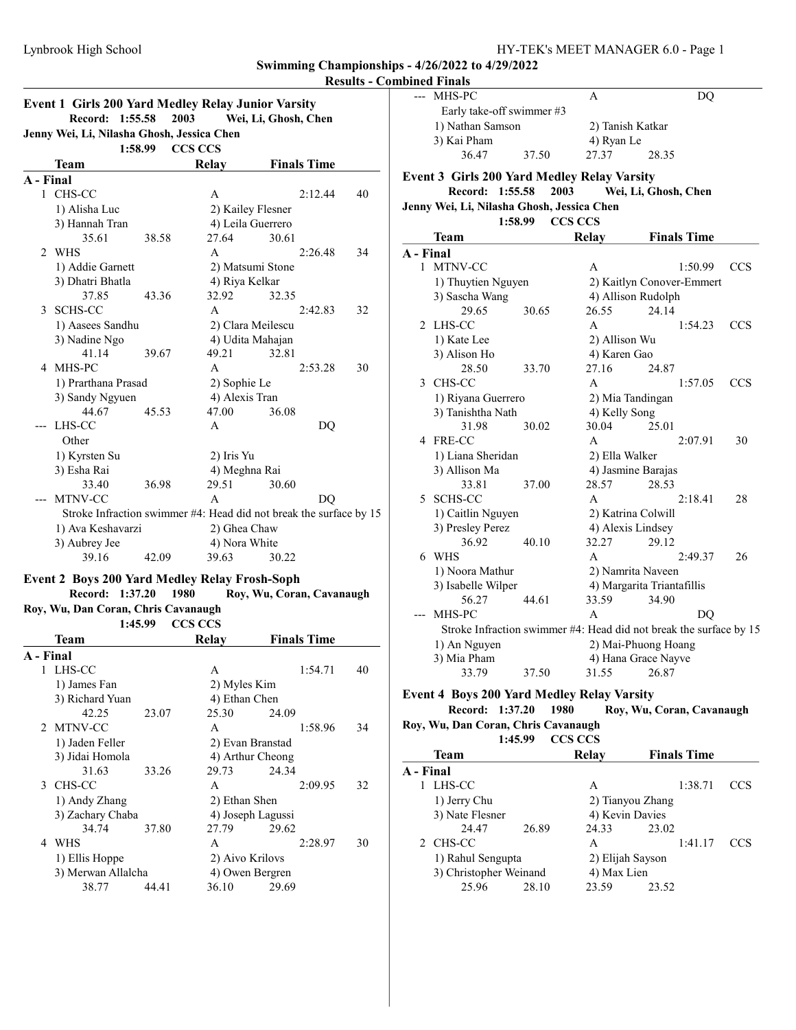Lynbrook High School

## Swimming Championships - 4/26/2022 to 4/29/2022

### Results - Combined Finals

### Event 1 Girls 200 Yard Medley Relay Junior Varsity

**Record: 1:55.58 2003 Wei, Li, Ghosh, Chen**
**Jenny Wei, Li, Nilasha Ghosh, Jessica Chen**
**1:58.99 CCS CCS**

| | Team | Relay | Finals Time | |
|---|---|---|---|---|
| **A - Final** | | | | |
| 1 | CHS-CC | A | 2:12.44 | 40 |
| | 1) Alisha Luc | 2) Kailey Flesner | | |
| | 3) Hannah Tran | 4) Leila Guerrero | | |
| | 35.61  38.58 | 27.64  30.61 | | |
| 2 | WHS | A | 2:26.48 | 34 |
| | 1) Addie Garnett | 2) Matsumi Stone | | |
| | 3) Dhatri Bhatla | 4) Riya Kelkar | | |
| | 37.85  43.36 | 32.92  32.35 | | |
| 3 | SCHS-CC | A | 2:42.83 | 32 |
| | 1) Aasees Sandhu | 2) Clara Meilescu | | |
| | 3) Nadine Ngo | 4) Udita Mahajan | | |
| | 41.14  39.67 | 49.21  32.81 | | |
| 4 | MHS-PC | A | 2:53.28 | 30 |
| | 1) Prarthana Prasad | 2) Sophie Le | | |
| | 3) Sandy Ngyuen | 4) Alexis Tran | | |
| | 44.67  45.53 | 47.00  36.08 | | |
| --- | LHS-CC | A | DQ | |
| | Other | | | |
| | 1) Kyrsten Su | 2) Iris Yu | | |
| | 3) Esha Rai | 4) Meghna Rai | | |
| | 33.40  36.98 | 29.51  30.60 | | |
| --- | MTNV-CC | A | DQ | |
| | Stroke Infraction swimmer #4: Head did not break the surface by 15 | | | |
| | 1) Ava Keshavarzi | 2) Ghea Chaw | | |
| | 3) Aubrey Jee | 4) Nora White | | |
| | 39.16  42.09 | 39.63  30.22 | | |

### Event 2 Boys 200 Yard Medley Relay Frosh-Soph

**Record: 1:37.20 1980 Roy, Wu, Coran, Cavanaugh**
**Roy, Wu, Dan Coran, Chris Cavanaugh**
**1:45.99 CCS CCS**

| | Team | Relay | Finals Time | |
|---|---|---|---|---|
| **A - Final** | | | | |
| 1 | LHS-CC | A | 1:54.71 | 40 |
| | 1) James Fan | 2) Myles Kim | | |
| | 3) Richard Yuan | 4) Ethan Chen | | |
| | 42.25  23.07 | 25.30  24.09 | | |
| 2 | MTNV-CC | A | 1:58.96 | 34 |
| | 1) Jaden Feller | 2) Evan Branstad | | |
| | 3) Jidai Homola | 4) Arthur Cheong | | |
| | 31.63  33.26 | 29.73  24.34 | | |
| 3 | CHS-CC | A | 2:09.95 | 32 |
| | 1) Andy Zhang | 2) Ethan Shen | | |
| | 3) Zachary Chaba | 4) Joseph Lagussi | | |
| | 34.74  37.80 | 27.79  29.62 | | |
| 4 | WHS | A | 2:28.97 | 30 |
| | 1) Ellis Hoppe | 2) Aivo Krilovs | | |
| | 3) Merwan Allalcha | 4) Owen Bergren | | |
| | 38.77  44.41 | 36.10  29.69 | | |
| --- | MHS-PC | A | DQ | |
| | Early take-off swimmer #3 | | | |
| | 1) Nathan Samson | 2) Tanish Katkar | | |
| | 3) Kai Pham | 4) Ryan Le | | |
| | 36.47  37.50 | 27.37  28.35 | | |

### Event 3 Girls 200 Yard Medley Relay Varsity

**Record: 1:55.58 2003 Wei, Li, Ghosh, Chen**
**Jenny Wei, Li, Nilasha Ghosh, Jessica Chen**
**1:58.99 CCS CCS**

| | Team | Relay | Finals Time | |
|---|---|---|---|---|
| **A - Final** | | | | |
| 1 | MTNV-CC | A | 1:50.99 | CCS |
| | 1) Thuytien Nguyen | 2) Kaitlyn Conover-Emmert | | |
| | 3) Sascha Wang | 4) Allison Rudolph | | |
| | 29.65  30.65 | 26.55  24.14 | | |
| 2 | LHS-CC | A | 1:54.23 | CCS |
| | 1) Kate Lee | 2) Allison Wu | | |
| | 3) Alison Ho | 4) Karen Gao | | |
| | 28.50  33.70 | 27.16  24.87 | | |
| 3 | CHS-CC | A | 1:57.05 | CCS |
| | 1) Riyana Guerrero | 2) Mia Tandingan | | |
| | 3) Tanishtha Nath | 4) Kelly Song | | |
| | 31.98  30.02 | 30.04  25.01 | | |
| 4 | FRE-CC | A | 2:07.91 | 30 |
| | 1) Liana Sheridan | 2) Ella Walker | | |
| | 3) Allison Ma | 4) Jasmine Barajas | | |
| | 33.81  37.00 | 28.57  28.53 | | |
| 5 | SCHS-CC | A | 2:18.41 | 28 |
| | 1) Caitlin Nguyen | 2) Katrina Colwill | | |
| | 3) Presley Perez | 4) Alexis Lindsey | | |
| | 36.92  40.10 | 32.27  29.12 | | |
| 6 | WHS | A | 2:49.37 | 26 |
| | 1) Noora Mathur | 2) Namrita Naveen | | |
| | 3) Isabelle Wilper | 4) Margarita Triantafillis | | |
| | 56.27  44.61 | 33.59  34.90 | | |
| --- | MHS-PC | A | DQ | |
| | Stroke Infraction swimmer #4: Head did not break the surface by 15 | | | |
| | 1) An Nguyen | 2) Mai-Phuong Hoang | | |
| | 3) Mia Pham | 4) Hana Grace Nayve | | |
| | 33.79  37.50 | 31.55  26.87 | | |

### Event 4 Boys 200 Yard Medley Relay Varsity

**Record: 1:37.20 1980 Roy, Wu, Coran, Cavanaugh**
**Roy, Wu, Dan Coran, Chris Cavanaugh**
**1:45.99 CCS CCS**

| | Team | Relay | Finals Time | |
|---|---|---|---|---|
| **A - Final** | | | | |
| 1 | LHS-CC | A | 1:38.71 | CCS |
| | 1) Jerry Chu | 2) Tianyou Zhang | | |
| | 3) Nate Flesner | 4) Kevin Davies | | |
| | 24.47  26.89 | 24.33  23.02 | | |
| 2 | CHS-CC | A | 1:41.17 | CCS |
| | 1) Rahul Sengupta | 2) Elijah Sayson | | |
| | 3) Christopher Weinand | 4) Max Lien | | |
| | 25.96  28.10 | 23.59  23.52 | | |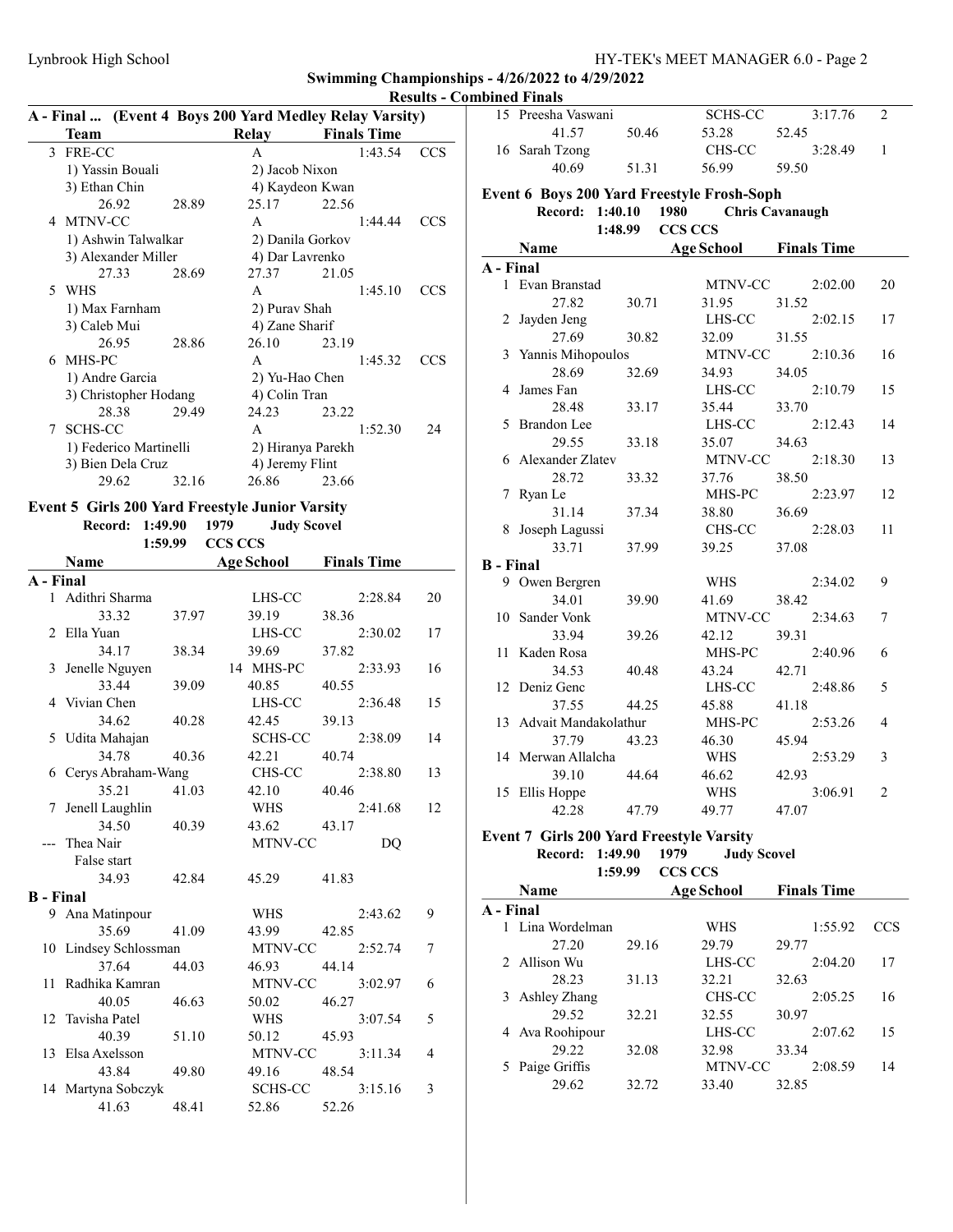## Swimming Championships - 4/26/2022 to 4/29/2022

### Results - Combined Finals

**A - Final ... (Event 4 Boys 200 Yard Medley Relay Varsity)**

| | Team | Relay | Finals Time | |
|---|---|---|---|---|
| 3 | FRE-CC | A | 1:43.54 | CCS |
| | 1) Yassin Bouali | 2) Jacob Nixon | | |
| | 3) Ethan Chin | 4) Kaydeon Kwan | | |
| | 26.92 28.89 | 25.17 22.56 | | |
| 4 | MTNV-CC | A | 1:44.44 | CCS |
| | 1) Ashwin Talwalkar | 2) Danila Gorkov | | |
| | 3) Alexander Miller | 4) Dar Lavrenko | | |
| | 27.33 28.69 | 27.37 21.05 | | |
| 5 | WHS | A | 1:45.10 | CCS |
| | 1) Max Farnham | 2) Purav Shah | | |
| | 3) Caleb Mui | 4) Zane Sharif | | |
| | 26.95 28.86 | 26.10 23.19 | | |
| 6 | MHS-PC | A | 1:45.32 | CCS |
| | 1) Andre Garcia | 2) Yu-Hao Chen | | |
| | 3) Christopher Hodang | 4) Colin Tran | | |
| | 28.38 29.49 | 24.23 23.22 | | |
| 7 | SCHS-CC | A | 1:52.30 | 24 |
| | 1) Federico Martinelli | 2) Hiranya Parekh | | |
| | 3) Bien Dela Cruz | 4) Jeremy Flint | | |
| | 29.62 32.16 | 26.86 23.66 | | |

**Event 5 Girls 200 Yard Freestyle Junior Varsity**

Record: 1:49.90 1979 Judy Scovel
1:59.99 CCS CCS

| | Name | Age | School | Finals Time | |
|---|---|---|---|---|---|
| **A - Final** | | | | | |
| 1 | Adithri Sharma | | LHS-CC | 2:28.84 | 20 |
| | 33.32 37.97 39.19 38.36 | | | | |
| 2 | Ella Yuan | | LHS-CC | 2:30.02 | 17 |
| | 34.17 38.34 39.69 37.82 | | | | |
| 3 | Jenelle Nguyen | 14 | MHS-PC | 2:33.93 | 16 |
| | 33.44 39.09 40.85 40.55 | | | | |
| 4 | Vivian Chen | | LHS-CC | 2:36.48 | 15 |
| | 34.62 40.28 42.45 39.13 | | | | |
| 5 | Udita Mahajan | | SCHS-CC | 2:38.09 | 14 |
| | 34.78 40.36 42.21 40.74 | | | | |
| 6 | Cerys Abraham-Wang | | CHS-CC | 2:38.80 | 13 |
| | 35.21 41.03 42.10 40.46 | | | | |
| 7 | Jenell Laughlin | | WHS | 2:41.68 | 12 |
| | 34.50 40.39 43.62 43.17 | | | | |
| --- | Thea Nair | | MTNV-CC | DQ | |
| | False start | | | | |
| | 34.93 42.84 45.29 41.83 | | | | |
| **B - Final** | | | | | |
| 9 | Ana Matinpour | | WHS | 2:43.62 | 9 |
| | 35.69 41.09 43.99 42.85 | | | | |
| 10 | Lindsey Schlossman | | MTNV-CC | 2:52.74 | 7 |
| | 37.64 44.03 46.93 44.14 | | | | |
| 11 | Radhika Kamran | | MTNV-CC | 3:02.97 | 6 |
| | 40.05 46.63 50.02 46.27 | | | | |
| 12 | Tavisha Patel | | WHS | 3:07.54 | 5 |
| | 40.39 51.10 50.12 45.93 | | | | |
| 13 | Elsa Axelsson | | MTNV-CC | 3:11.34 | 4 |
| | 43.84 49.80 49.16 48.54 | | | | |
| 14 | Martyna Sobczyk | | SCHS-CC | 3:15.16 | 3 |
| | 41.63 48.41 52.86 52.26 | | | | |
| 15 | Preesha Vaswani | | SCHS-CC | 3:17.76 | 2 |
| | 41.57 50.46 53.28 52.45 | | | | |
| 16 | Sarah Tzong | | CHS-CC | 3:28.49 | 1 |
| | 40.69 51.31 56.99 59.50 | | | | |

**Event 6 Boys 200 Yard Freestyle Frosh-Soph**

Record: 1:40.10 1980 Chris Cavanaugh
1:48.99 CCS CCS

| | Name | Age | School | Finals Time | |
|---|---|---|---|---|---|
| **A - Final** | | | | | |
| 1 | Evan Branstad | | MTNV-CC | 2:02.00 | 20 |
| | 27.82 30.71 31.95 31.52 | | | | |
| 2 | Jayden Jeng | | LHS-CC | 2:02.15 | 17 |
| | 27.69 30.82 32.09 31.55 | | | | |
| 3 | Yannis Mihopoulos | | MTNV-CC | 2:10.36 | 16 |
| | 28.69 32.69 34.93 34.05 | | | | |
| 4 | James Fan | | LHS-CC | 2:10.79 | 15 |
| | 28.48 33.17 35.44 33.70 | | | | |
| 5 | Brandon Lee | | LHS-CC | 2:12.43 | 14 |
| | 29.55 33.18 35.07 34.63 | | | | |
| 6 | Alexander Zlatev | | MTNV-CC | 2:18.30 | 13 |
| | 28.72 33.32 37.76 38.50 | | | | |
| 7 | Ryan Le | | MHS-PC | 2:23.97 | 12 |
| | 31.14 37.34 38.80 36.69 | | | | |
| 8 | Joseph Lagussi | | CHS-CC | 2:28.03 | 11 |
| | 33.71 37.99 39.25 37.08 | | | | |
| **B - Final** | | | | | |
| 9 | Owen Bergren | | WHS | 2:34.02 | 9 |
| | 34.01 39.90 41.69 38.42 | | | | |
| 10 | Sander Vonk | | MTNV-CC | 2:34.63 | 7 |
| | 33.94 39.26 42.12 39.31 | | | | |
| 11 | Kaden Rosa | | MHS-PC | 2:40.96 | 6 |
| | 34.53 40.48 43.24 42.71 | | | | |
| 12 | Deniz Genc | | LHS-CC | 2:48.86 | 5 |
| | 37.55 44.25 45.88 41.18 | | | | |
| 13 | Advait Mandakolathur | | MHS-PC | 2:53.26 | 4 |
| | 37.79 43.23 46.30 45.94 | | | | |
| 14 | Merwan Allalcha | | WHS | 2:53.29 | 3 |
| | 39.10 44.64 46.62 42.93 | | | | |
| 15 | Ellis Hoppe | | WHS | 3:06.91 | 2 |
| | 42.28 47.79 49.77 47.07 | | | | |

**Event 7 Girls 200 Yard Freestyle Varsity**

Record: 1:49.90 1979 Judy Scovel
1:59.99 CCS CCS

| | Name | Age | School | Finals Time | |
|---|---|---|---|---|---|
| **A - Final** | | | | | |
| 1 | Lina Wordelman | | WHS | 1:55.92 | CCS |
| | 27.20 29.16 29.79 29.77 | | | | |
| 2 | Allison Wu | | LHS-CC | 2:04.20 | 17 |
| | 28.23 31.13 32.21 32.63 | | | | |
| 3 | Ashley Zhang | | CHS-CC | 2:05.25 | 16 |
| | 29.52 32.21 32.55 30.97 | | | | |
| 4 | Ava Roohipour | | LHS-CC | 2:07.62 | 15 |
| | 29.22 32.08 32.98 33.34 | | | | |
| 5 | Paige Griffis | | MTNV-CC | 2:08.59 | 14 |
| | 29.62 32.72 33.40 32.85 | | | | |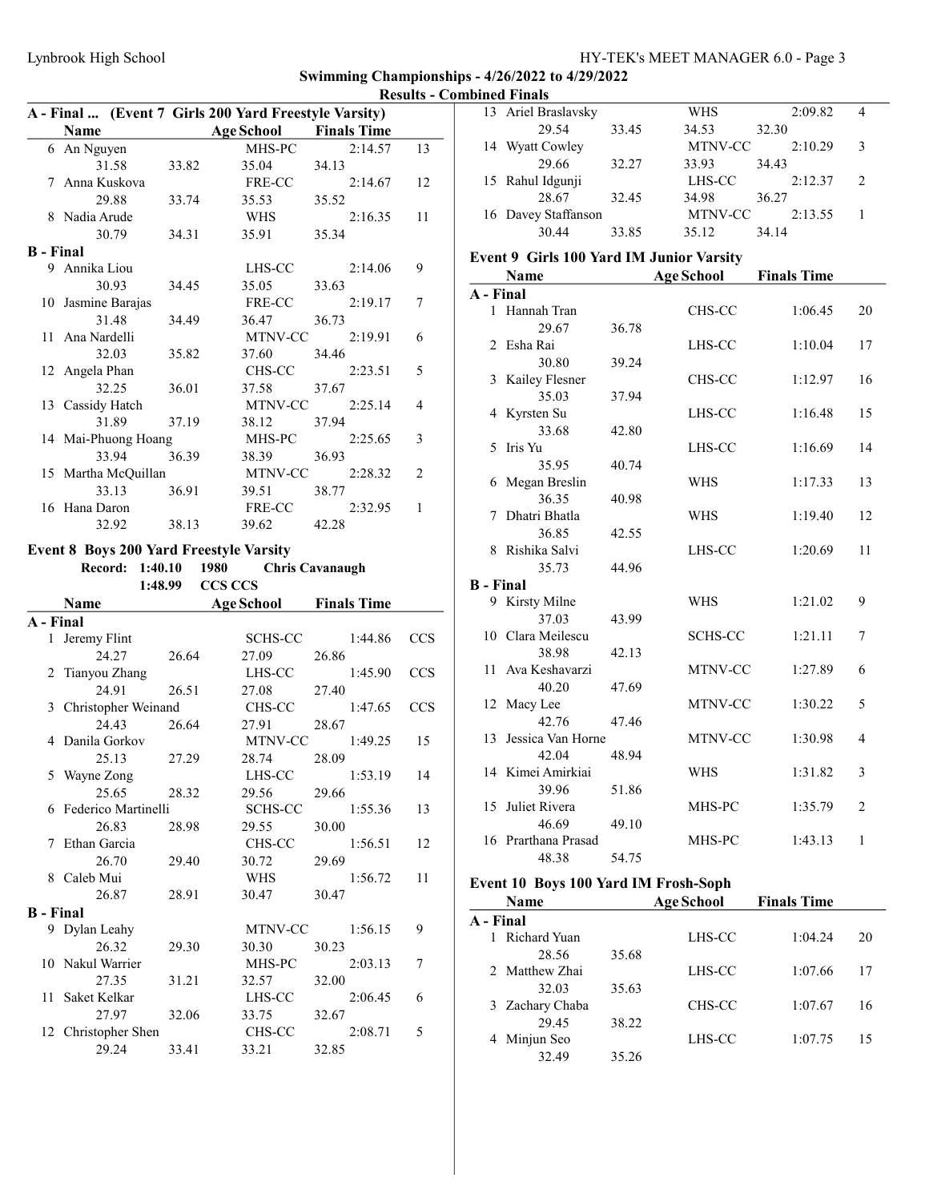## Swimming Championships - 4/26/2022 to 4/29/2022

### Results - Combined Finals

### A - Final ... (Event 7 Girls 200 Yard Freestyle Varsity)

| | Name | Age | School | Finals Time | |
|---|---|---|---|---|---|
| 6 | An Nguyen | | MHS-PC | 2:14.57 | 13 |
| | 31.58 | 33.82 | 35.04 | 34.13 | |
| 7 | Anna Kuskova | | FRE-CC | 2:14.67 | 12 |
| | 29.88 | 33.74 | 35.53 | 35.52 | |
| 8 | Nadia Arude | | WHS | 2:16.35 | 11 |
| | 30.79 | 34.31 | 35.91 | 35.34 | |
| **B - Final** | | | | | |
| 9 | Annika Liou | | LHS-CC | 2:14.06 | 9 |
| | 30.93 | 34.45 | 35.05 | 33.63 | |
| 10 | Jasmine Barajas | | FRE-CC | 2:19.17 | 7 |
| | 31.48 | 34.49 | 36.47 | 36.73 | |
| 11 | Ana Nardelli | | MTNV-CC | 2:19.91 | 6 |
| | 32.03 | 35.82 | 37.60 | 34.46 | |
| 12 | Angela Phan | | CHS-CC | 2:23.51 | 5 |
| | 32.25 | 36.01 | 37.58 | 37.67 | |
| 13 | Cassidy Hatch | | MTNV-CC | 2:25.14 | 4 |
| | 31.89 | 37.19 | 38.12 | 37.94 | |
| 14 | Mai-Phuong Hoang | | MHS-PC | 2:25.65 | 3 |
| | 33.94 | 36.39 | 38.39 | 36.93 | |
| 15 | Martha McQuillan | | MTNV-CC | 2:28.32 | 2 |
| | 33.13 | 36.91 | 39.51 | 38.77 | |
| 16 | Hana Daron | | FRE-CC | 2:32.95 | 1 |
| | 32.92 | 38.13 | 39.62 | 42.28 | |

### Event 8 Boys 200 Yard Freestyle Varsity

Record: 1:40.10 1980 Chris Cavanaugh

1:48.99 CCS CCS

| | Name | Age | School | Finals Time | |
|---|---|---|---|---|---|
| **A - Final** | | | | | |
| 1 | Jeremy Flint | | SCHS-CC | 1:44.86 | CCS |
| | 24.27 | 26.64 | 27.09 | 26.86 | |
| 2 | Tianyou Zhang | | LHS-CC | 1:45.90 | CCS |
| | 24.91 | 26.51 | 27.08 | 27.40 | |
| 3 | Christopher Weinand | | CHS-CC | 1:47.65 | CCS |
| | 24.43 | 26.64 | 27.91 | 28.67 | |
| 4 | Danila Gorkov | | MTNV-CC | 1:49.25 | 15 |
| | 25.13 | 27.29 | 28.74 | 28.09 | |
| 5 | Wayne Zong | | LHS-CC | 1:53.19 | 14 |
| | 25.65 | 28.32 | 29.56 | 29.66 | |
| 6 | Federico Martinelli | | SCHS-CC | 1:55.36 | 13 |
| | 26.83 | 28.98 | 29.55 | 30.00 | |
| 7 | Ethan Garcia | | CHS-CC | 1:56.51 | 12 |
| | 26.70 | 29.40 | 30.72 | 29.69 | |
| 8 | Caleb Mui | | WHS | 1:56.72 | 11 |
| | 26.87 | 28.91 | 30.47 | 30.47 | |
| **B - Final** | | | | | |
| 9 | Dylan Leahy | | MTNV-CC | 1:56.15 | 9 |
| | 26.32 | 29.30 | 30.30 | 30.23 | |
| 10 | Nakul Warrier | | MHS-PC | 2:03.13 | 7 |
| | 27.35 | 31.21 | 32.57 | 32.00 | |
| 11 | Saket Kelkar | | LHS-CC | 2:06.45 | 6 |
| | 27.97 | 32.06 | 33.75 | 32.67 | |
| 12 | Christopher Shen | | CHS-CC | 2:08.71 | 5 |
| | 29.24 | 33.41 | 33.21 | 32.85 | |
| 13 | Ariel Braslavsky | | WHS | 2:09.82 | 4 |
| | 29.54 | 33.45 | 34.53 | 32.30 | |
| 14 | Wyatt Cowley | | MTNV-CC | 2:10.29 | 3 |
| | 29.66 | 32.27 | 33.93 | 34.43 | |
| 15 | Rahul Idgunji | | LHS-CC | 2:12.37 | 2 |
| | 28.67 | 32.45 | 34.98 | 36.27 | |
| 16 | Davey Staffanson | | MTNV-CC | 2:13.55 | 1 |
| | 30.44 | 33.85 | 35.12 | 34.14 | |

### Event 9 Girls 100 Yard IM Junior Varsity

| | Name | Age | School | Finals Time | |
|---|---|---|---|---|---|
| **A - Final** | | | | | |
| 1 | Hannah Tran | | CHS-CC | 1:06.45 | 20 |
| | 29.67 | 36.78 | | | |
| 2 | Esha Rai | | LHS-CC | 1:10.04 | 17 |
| | 30.80 | 39.24 | | | |
| 3 | Kailey Flesner | | CHS-CC | 1:12.97 | 16 |
| | 35.03 | 37.94 | | | |
| 4 | Kyrsten Su | | LHS-CC | 1:16.48 | 15 |
| | 33.68 | 42.80 | | | |
| 5 | Iris Yu | | LHS-CC | 1:16.69 | 14 |
| | 35.95 | 40.74 | | | |
| 6 | Megan Breslin | | WHS | 1:17.33 | 13 |
| | 36.35 | 40.98 | | | |
| 7 | Dhatri Bhatla | | WHS | 1:19.40 | 12 |
| | 36.85 | 42.55 | | | |
| 8 | Rishika Salvi | | LHS-CC | 1:20.69 | 11 |
| | 35.73 | 44.96 | | | |
| **B - Final** | | | | | |
| 9 | Kirsty Milne | | WHS | 1:21.02 | 9 |
| | 37.03 | 43.99 | | | |
| 10 | Clara Meilescu | | SCHS-CC | 1:21.11 | 7 |
| | 38.98 | 42.13 | | | |
| 11 | Ava Keshavarzi | | MTNV-CC | 1:27.89 | 6 |
| | 40.20 | 47.69 | | | |
| 12 | Macy Lee | | MTNV-CC | 1:30.22 | 5 |
| | 42.76 | 47.46 | | | |
| 13 | Jessica Van Horne | | MTNV-CC | 1:30.98 | 4 |
| | 42.04 | 48.94 | | | |
| 14 | Kimei Amirkiai | | WHS | 1:31.82 | 3 |
| | 39.96 | 51.86 | | | |
| 15 | Juliet Rivera | | MHS-PC | 1:35.79 | 2 |
| | 46.69 | 49.10 | | | |
| 16 | Prarthana Prasad | | MHS-PC | 1:43.13 | 1 |
| | 48.38 | 54.75 | | | |

### Event 10 Boys 100 Yard IM Frosh-Soph

| | Name | Age | School | Finals Time | |
|---|---|---|---|---|---|
| **A - Final** | | | | | |
| 1 | Richard Yuan | | LHS-CC | 1:04.24 | 20 |
| | 28.56 | 35.68 | | | |
| 2 | Matthew Zhai | | LHS-CC | 1:07.66 | 17 |
| | 32.03 | 35.63 | | | |
| 3 | Zachary Chaba | | CHS-CC | 1:07.67 | 16 |
| | 29.45 | 38.22 | | | |
| 4 | Minjun Seo | | LHS-CC | 1:07.75 | 15 |
| | 32.49 | 35.26 | | | |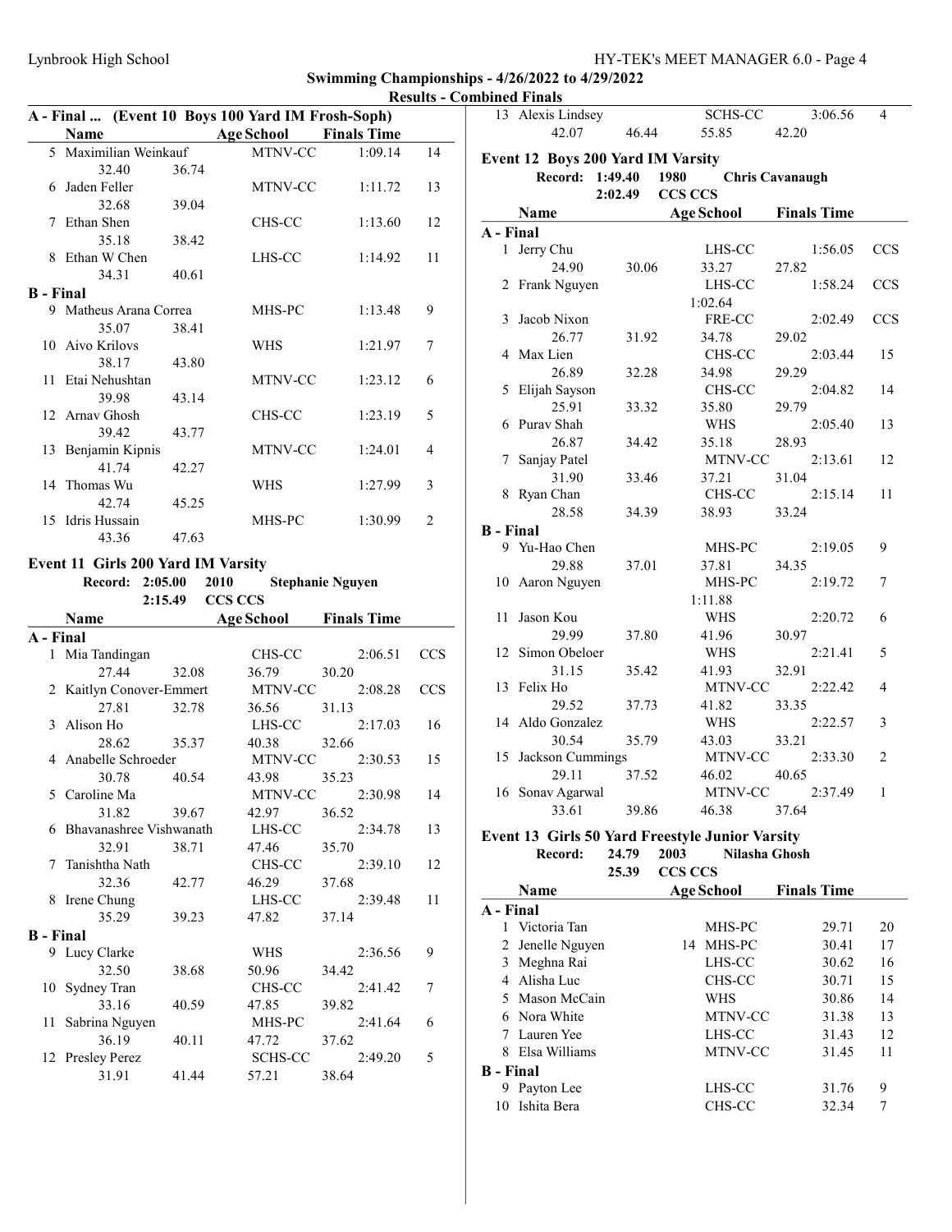## Swimming Championships - 4/26/2022 to 4/29/2022

### Results - Combined Finals

### A - Final ... (Event 10 Boys 100 Yard IM Frosh-Soph)

| | Name | Age | School | Finals Time | |
|---|---|---|---|---|---|
| 5 | Maximilian Weinkauf | | MTNV-CC | 1:09.14 | 14 |
| | 32.40 | 36.74 | | | |
| 6 | Jaden Feller | | MTNV-CC | 1:11.72 | 13 |
| | 32.68 | 39.04 | | | |
| 7 | Ethan Shen | | CHS-CC | 1:13.60 | 12 |
| | 35.18 | 38.42 | | | |
| 8 | Ethan W Chen | | LHS-CC | 1:14.92 | 11 |
| | 34.31 | 40.61 | | | |
| **B - Final** | | | | | |
| 9 | Matheus Arana Correa | | MHS-PC | 1:13.48 | 9 |
| | 35.07 | 38.41 | | | |
| 10 | Aivo Krilovs | | WHS | 1:21.97 | 7 |
| | 38.17 | 43.80 | | | |
| 11 | Etai Nehushtan | | MTNV-CC | 1:23.12 | 6 |
| | 39.98 | 43.14 | | | |
| 12 | Arnav Ghosh | | CHS-CC | 1:23.19 | 5 |
| | 39.42 | 43.77 | | | |
| 13 | Benjamin Kipnis | | MTNV-CC | 1:24.01 | 4 |
| | 41.74 | 42.27 | | | |
| 14 | Thomas Wu | | WHS | 1:27.99 | 3 |
| | 42.74 | 45.25 | | | |
| 15 | Idris Hussain | | MHS-PC | 1:30.99 | 2 |
| | 43.36 | 47.63 | | | |

### Event 11 Girls 200 Yard IM Varsity

Record: 2:05.00 2010 Stephanie Nguyen
2:15.49 CCS CCS

| | Name | | Age School | | Finals Time | |
|---|---|---|---|---|---|---|
| **A - Final** | | | | | | |
| 1 | Mia Tandingan | | CHS-CC | | 2:06.51 | CCS |
| | 27.44 | 32.08 | 36.79 | 30.20 | | |
| 2 | Kaitlyn Conover-Emmert | | MTNV-CC | | 2:08.28 | CCS |
| | 27.81 | 32.78 | 36.56 | 31.13 | | |
| 3 | Alison Ho | | LHS-CC | | 2:17.03 | 16 |
| | 28.62 | 35.37 | 40.38 | 32.66 | | |
| 4 | Anabelle Schroeder | | MTNV-CC | | 2:30.53 | 15 |
| | 30.78 | 40.54 | 43.98 | 35.23 | | |
| 5 | Caroline Ma | | MTNV-CC | | 2:30.98 | 14 |
| | 31.82 | 39.67 | 42.97 | 36.52 | | |
| 6 | Bhavanashree Vishwanath | | LHS-CC | | 2:34.78 | 13 |
| | 32.91 | 38.71 | 47.46 | 35.70 | | |
| 7 | Tanishtha Nath | | CHS-CC | | 2:39.10 | 12 |
| | 32.36 | 42.77 | 46.29 | 37.68 | | |
| 8 | Irene Chung | | LHS-CC | | 2:39.48 | 11 |
| | 35.29 | 39.23 | 47.82 | 37.14 | | |
| **B - Final** | | | | | | |
| 9 | Lucy Clarke | | WHS | | 2:36.56 | 9 |
| | 32.50 | 38.68 | 50.96 | 34.42 | | |
| 10 | Sydney Tran | | CHS-CC | | 2:41.42 | 7 |
| | 33.16 | 40.59 | 47.85 | 39.82 | | |
| 11 | Sabrina Nguyen | | MHS-PC | | 2:41.64 | 6 |
| | 36.19 | 40.11 | 47.72 | 37.62 | | |
| 12 | Presley Perez | | SCHS-CC | | 2:49.20 | 5 |
| | 31.91 | 41.44 | 57.21 | 38.64 | | |
| 13 | Alexis Lindsey | | SCHS-CC | | 3:06.56 | 4 |
| | 42.07 | 46.44 | 55.85 | 42.20 | | |

### Event 12 Boys 200 Yard IM Varsity

Record: 1:49.40 1980 Chris Cavanaugh
2:02.49 CCS CCS

| | Name | | Age School | | Finals Time | |
|---|---|---|---|---|---|---|
| **A - Final** | | | | | | |
| 1 | Jerry Chu | | LHS-CC | | 1:56.05 | CCS |
| | 24.90 | 30.06 | 33.27 | 27.82 | | |
| 2 | Frank Nguyen | | LHS-CC | | 1:58.24 | CCS |
| | | | 1:02.64 | | | |
| 3 | Jacob Nixon | | FRE-CC | | 2:02.49 | CCS |
| | 26.77 | 31.92 | 34.78 | 29.02 | | |
| 4 | Max Lien | | CHS-CC | | 2:03.44 | 15 |
| | 26.89 | 32.28 | 34.98 | 29.29 | | |
| 5 | Elijah Sayson | | CHS-CC | | 2:04.82 | 14 |
| | 25.91 | 33.32 | 35.80 | 29.79 | | |
| 6 | Purav Shah | | WHS | | 2:05.40 | 13 |
| | 26.87 | 34.42 | 35.18 | 28.93 | | |
| 7 | Sanjay Patel | | MTNV-CC | | 2:13.61 | 12 |
| | 31.90 | 33.46 | 37.21 | 31.04 | | |
| 8 | Ryan Chan | | CHS-CC | | 2:15.14 | 11 |
| | 28.58 | 34.39 | 38.93 | 33.24 | | |
| **B - Final** | | | | | | |
| 9 | Yu-Hao Chen | | MHS-PC | | 2:19.05 | 9 |
| | 29.88 | 37.01 | 37.81 | 34.35 | | |
| 10 | Aaron Nguyen | | MHS-PC | | 2:19.72 | 7 |
| | | | 1:11.88 | | | |
| 11 | Jason Kou | | WHS | | 2:20.72 | 6 |
| | 29.99 | 37.80 | 41.96 | 30.97 | | |
| 12 | Simon Obeloer | | WHS | | 2:21.41 | 5 |
| | 31.15 | 35.42 | 41.93 | 32.91 | | |
| 13 | Felix Ho | | MTNV-CC | | 2:22.42 | 4 |
| | 29.52 | 37.73 | 41.82 | 33.35 | | |
| 14 | Aldo Gonzalez | | WHS | | 2:22.57 | 3 |
| | 30.54 | 35.79 | 43.03 | 33.21 | | |
| 15 | Jackson Cummings | | MTNV-CC | | 2:33.30 | 2 |
| | 29.11 | 37.52 | 46.02 | 40.65 | | |
| 16 | Sonav Agarwal | | MTNV-CC | | 2:37.49 | 1 |
| | 33.61 | 39.86 | 46.38 | 37.64 | | |

### Event 13 Girls 50 Yard Freestyle Junior Varsity

Record: 24.79 2003 Nilasha Ghosh
25.39 CCS CCS

| | Name | Age | School | Finals Time | |
|---|---|---|---|---|---|
| **A - Final** | | | | | |
| 1 | Victoria Tan | | MHS-PC | 29.71 | 20 |
| 2 | Jenelle Nguyen | 14 | MHS-PC | 30.41 | 17 |
| 3 | Meghna Rai | | LHS-CC | 30.62 | 16 |
| 4 | Alisha Luc | | CHS-CC | 30.71 | 15 |
| 5 | Mason McCain | | WHS | 30.86 | 14 |
| 6 | Nora White | | MTNV-CC | 31.38 | 13 |
| 7 | Lauren Yee | | LHS-CC | 31.43 | 12 |
| 8 | Elsa Williams | | MTNV-CC | 31.45 | 11 |
| **B - Final** | | | | | |
| 9 | Payton Lee | | LHS-CC | 31.76 | 9 |
| 10 | Ishita Bera | | CHS-CC | 32.34 | 7 |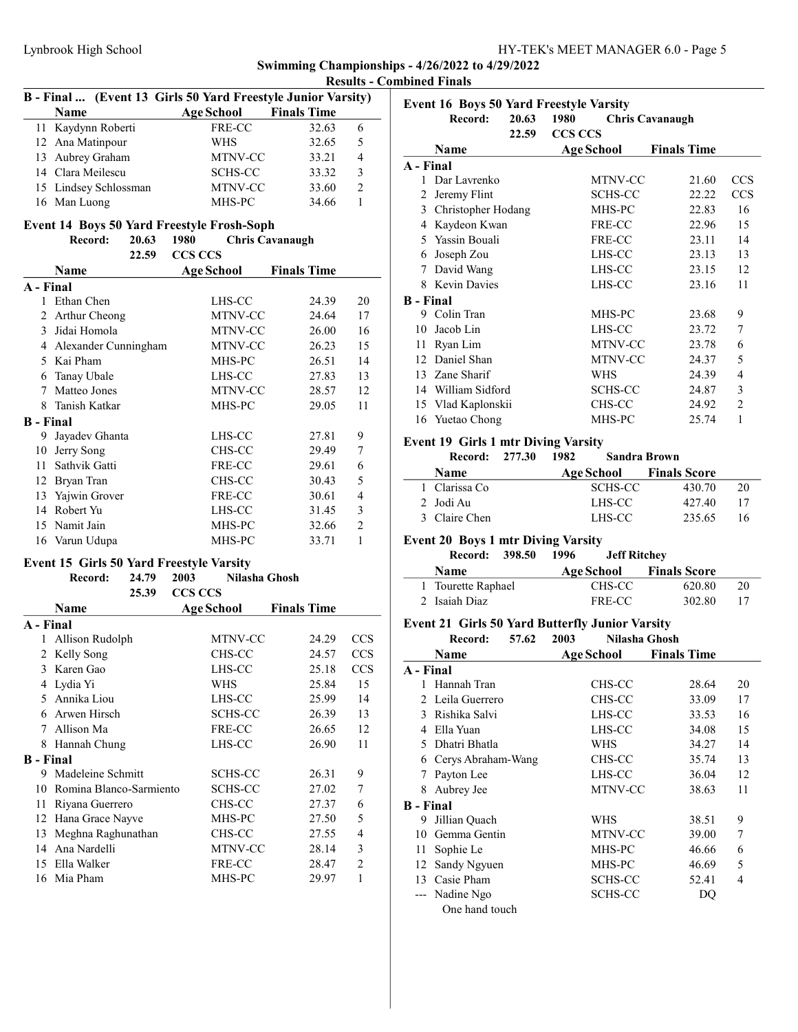## Swimming Championships - 4/26/2022 to 4/29/2022

### Results - Combined Finals

### B - Final ... (Event 13 Girls 50 Yard Freestyle Junior Varsity)

| | Name | Age | School | Finals Time | |
|---|---|---|---|---|---|
| 11 | Kaydynn Roberti | | FRE-CC | 32.63 | 6 |
| 12 | Ana Matinpour | | WHS | 32.65 | 5 |
| 13 | Aubrey Graham | | MTNV-CC | 33.21 | 4 |
| 14 | Clara Meilescu | | SCHS-CC | 33.32 | 3 |
| 15 | Lindsey Schlossman | | MTNV-CC | 33.60 | 2 |
| 16 | Man Luong | | MHS-PC | 34.66 | 1 |

### Event 14 Boys 50 Yard Freestyle Frosh-Soph

Record: 20.63 1980 Chris Cavanaugh
22.59 CCS CCS

| | Name | Age | School | Finals Time | |
|---|---|---|---|---|---|
| **A - Final** | | | | | |
| 1 | Ethan Chen | | LHS-CC | 24.39 | 20 |
| 2 | Arthur Cheong | | MTNV-CC | 24.64 | 17 |
| 3 | Jidai Homola | | MTNV-CC | 26.00 | 16 |
| 4 | Alexander Cunningham | | MTNV-CC | 26.23 | 15 |
| 5 | Kai Pham | | MHS-PC | 26.51 | 14 |
| 6 | Tanay Ubale | | LHS-CC | 27.83 | 13 |
| 7 | Matteo Jones | | MTNV-CC | 28.57 | 12 |
| 8 | Tanish Katkar | | MHS-PC | 29.05 | 11 |
| **B - Final** | | | | | |
| 9 | Jayadev Ghanta | | LHS-CC | 27.81 | 9 |
| 10 | Jerry Song | | CHS-CC | 29.49 | 7 |
| 11 | Sathvik Gatti | | FRE-CC | 29.61 | 6 |
| 12 | Bryan Tran | | CHS-CC | 30.43 | 5 |
| 13 | Yajwin Grover | | FRE-CC | 30.61 | 4 |
| 14 | Robert Yu | | LHS-CC | 31.45 | 3 |
| 15 | Namit Jain | | MHS-PC | 32.66 | 2 |
| 16 | Varun Udupa | | MHS-PC | 33.71 | 1 |

### Event 15 Girls 50 Yard Freestyle Varsity

Record: 24.79 2003 Nilasha Ghosh
25.39 CCS CCS

| | Name | Age | School | Finals Time | |
|---|---|---|---|---|---|
| **A - Final** | | | | | |
| 1 | Allison Rudolph | | MTNV-CC | 24.29 | CCS |
| 2 | Kelly Song | | CHS-CC | 24.57 | CCS |
| 3 | Karen Gao | | LHS-CC | 25.18 | CCS |
| 4 | Lydia Yi | | WHS | 25.84 | 15 |
| 5 | Annika Liou | | LHS-CC | 25.99 | 14 |
| 6 | Arwen Hirsch | | SCHS-CC | 26.39 | 13 |
| 7 | Allison Ma | | FRE-CC | 26.65 | 12 |
| 8 | Hannah Chung | | LHS-CC | 26.90 | 11 |
| **B - Final** | | | | | |
| 9 | Madeleine Schmitt | | SCHS-CC | 26.31 | 9 |
| 10 | Romina Blanco-Sarmiento | | SCHS-CC | 27.02 | 7 |
| 11 | Riyana Guerrero | | CHS-CC | 27.37 | 6 |
| 12 | Hana Grace Nayve | | MHS-PC | 27.50 | 5 |
| 13 | Meghna Raghunathan | | CHS-CC | 27.55 | 4 |
| 14 | Ana Nardelli | | MTNV-CC | 28.14 | 3 |
| 15 | Ella Walker | | FRE-CC | 28.47 | 2 |
| 16 | Mia Pham | | MHS-PC | 29.97 | 1 |

### Event 16 Boys 50 Yard Freestyle Varsity

Record: 20.63 1980 Chris Cavanaugh
22.59 CCS CCS

| | Name | Age | School | Finals Time | |
|---|---|---|---|---|---|
| **A - Final** | | | | | |
| 1 | Dar Lavrenko | | MTNV-CC | 21.60 | CCS |
| 2 | Jeremy Flint | | SCHS-CC | 22.22 | CCS |
| 3 | Christopher Hodang | | MHS-PC | 22.83 | 16 |
| 4 | Kaydeon Kwan | | FRE-CC | 22.96 | 15 |
| 5 | Yassin Bouali | | FRE-CC | 23.11 | 14 |
| 6 | Joseph Zou | | LHS-CC | 23.13 | 13 |
| 7 | David Wang | | LHS-CC | 23.15 | 12 |
| 8 | Kevin Davies | | LHS-CC | 23.16 | 11 |
| **B - Final** | | | | | |
| 9 | Colin Tran | | MHS-PC | 23.68 | 9 |
| 10 | Jacob Lin | | LHS-CC | 23.72 | 7 |
| 11 | Ryan Lim | | MTNV-CC | 23.78 | 6 |
| 12 | Daniel Shan | | MTNV-CC | 24.37 | 5 |
| 13 | Zane Sharif | | WHS | 24.39 | 4 |
| 14 | William Sidford | | SCHS-CC | 24.87 | 3 |
| 15 | Vlad Kaplonskii | | CHS-CC | 24.92 | 2 |
| 16 | Yuetao Chong | | MHS-PC | 25.74 | 1 |

### Event 19 Girls 1 mtr Diving Varsity

Record: 277.30 1982 Sandra Brown

| | Name | Age | School | Finals Score | |
|---|---|---|---|---|---|
| 1 | Clarissa Co | | SCHS-CC | 430.70 | 20 |
| 2 | Jodi Au | | LHS-CC | 427.40 | 17 |
| 3 | Claire Chen | | LHS-CC | 235.65 | 16 |

### Event 20 Boys 1 mtr Diving Varsity

Record: 398.50 1996 Jeff Ritchey

| | Name | Age | School | Finals Score | |
|---|---|---|---|---|---|
| 1 | Tourette Raphael | | CHS-CC | 620.80 | 20 |
| 2 | Isaiah Diaz | | FRE-CC | 302.80 | 17 |

### Event 21 Girls 50 Yard Butterfly Junior Varsity

Record: 57.62 2003 Nilasha Ghosh

| | Name | Age | School | Finals Time | |
|---|---|---|---|---|---|
| **A - Final** | | | | | |
| 1 | Hannah Tran | | CHS-CC | 28.64 | 20 |
| 2 | Leila Guerrero | | CHS-CC | 33.09 | 17 |
| 3 | Rishika Salvi | | LHS-CC | 33.53 | 16 |
| 4 | Ella Yuan | | LHS-CC | 34.08 | 15 |
| 5 | Dhatri Bhatla | | WHS | 34.27 | 14 |
| 6 | Cerys Abraham-Wang | | CHS-CC | 35.74 | 13 |
| 7 | Payton Lee | | LHS-CC | 36.04 | 12 |
| 8 | Aubrey Jee | | MTNV-CC | 38.63 | 11 |
| **B - Final** | | | | | |
| 9 | Jillian Quach | | WHS | 38.51 | 9 |
| 10 | Gemma Gentin | | MTNV-CC | 39.00 | 7 |
| 11 | Sophie Le | | MHS-PC | 46.66 | 6 |
| 12 | Sandy Ngyuen | | MHS-PC | 46.69 | 5 |
| 13 | Casie Pham | | SCHS-CC | 52.41 | 4 |
| --- | Nadine Ngo | | SCHS-CC | DQ | |
| | One hand touch | | | | |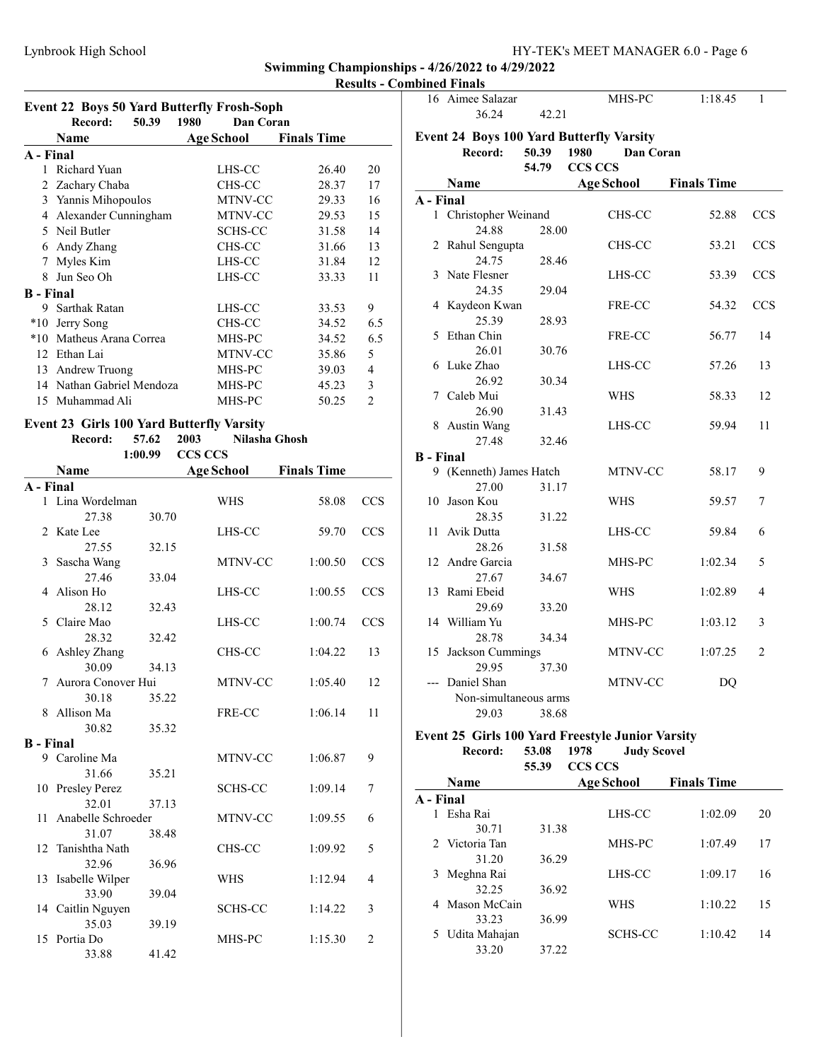## Swimming Championships - 4/26/2022 to 4/29/2022

### Results - Combined Finals

### Event 22 Boys 50 Yard Butterfly Frosh-Soph

Record: 50.39 1980 Dan Coran

| | Name | Age | School | Finals Time | |
|---|---|---|---|---|---|
| **A - Final** | | | | | |
| 1 | Richard Yuan | | LHS-CC | 26.40 | 20 |
| 2 | Zachary Chaba | | CHS-CC | 28.37 | 17 |
| 3 | Yannis Mihopoulos | | MTNV-CC | 29.33 | 16 |
| 4 | Alexander Cunningham | | MTNV-CC | 29.53 | 15 |
| 5 | Neil Butler | | SCHS-CC | 31.58 | 14 |
| 6 | Andy Zhang | | CHS-CC | 31.66 | 13 |
| 7 | Myles Kim | | LHS-CC | 31.84 | 12 |
| 8 | Jun Seo Oh | | LHS-CC | 33.33 | 11 |
| **B - Final** | | | | | |
| 9 | Sarthak Ratan | | LHS-CC | 33.53 | 9 |
| *10 | Jerry Song | | CHS-CC | 34.52 | 6.5 |
| *10 | Matheus Arana Correa | | MHS-PC | 34.52 | 6.5 |
| 12 | Ethan Lai | | MTNV-CC | 35.86 | 5 |
| 13 | Andrew Truong | | MHS-PC | 39.03 | 4 |
| 14 | Nathan Gabriel Mendoza | | MHS-PC | 45.23 | 3 |
| 15 | Muhammad Ali | | MHS-PC | 50.25 | 2 |

### Event 23 Girls 100 Yard Butterfly Varsity

Record: 57.62 2003 Nilasha Ghosh
1:00.99 CCS CCS

| | Name | Age | School | Finals Time | |
|---|---|---|---|---|---|
| **A - Final** | | | | | |
| 1 | Lina Wordelman | | WHS | 58.08 | CCS |
| | 27.38 30.70 | | | | |
| 2 | Kate Lee | | LHS-CC | 59.70 | CCS |
| | 27.55 32.15 | | | | |
| 3 | Sascha Wang | | MTNV-CC | 1:00.50 | CCS |
| | 27.46 33.04 | | | | |
| 4 | Alison Ho | | LHS-CC | 1:00.55 | CCS |
| | 28.12 32.43 | | | | |
| 5 | Claire Mao | | LHS-CC | 1:00.74 | CCS |
| | 28.32 32.42 | | | | |
| 6 | Ashley Zhang | | CHS-CC | 1:04.22 | 13 |
| | 30.09 34.13 | | | | |
| 7 | Aurora Conover Hui | | MTNV-CC | 1:05.40 | 12 |
| | 30.18 35.22 | | | | |
| 8 | Allison Ma | | FRE-CC | 1:06.14 | 11 |
| | 30.82 35.32 | | | | |
| **B - Final** | | | | | |
| 9 | Caroline Ma | | MTNV-CC | 1:06.87 | 9 |
| | 31.66 35.21 | | | | |
| 10 | Presley Perez | | SCHS-CC | 1:09.14 | 7 |
| | 32.01 37.13 | | | | |
| 11 | Anabelle Schroeder | | MTNV-CC | 1:09.55 | 6 |
| | 31.07 38.48 | | | | |
| 12 | Tanishtha Nath | | CHS-CC | 1:09.92 | 5 |
| | 32.96 36.96 | | | | |
| 13 | Isabelle Wilper | | WHS | 1:12.94 | 4 |
| | 33.90 39.04 | | | | |
| 14 | Caitlin Nguyen | | SCHS-CC | 1:14.22 | 3 |
| | 35.03 39.19 | | | | |
| 15 | Portia Do | | MHS-PC | 1:15.30 | 2 |
| | 33.88 41.42 | | | | |
| 16 | Aimee Salazar | | MHS-PC | 1:18.45 | 1 |
| | 36.24 42.21 | | | | |

### Event 24 Boys 100 Yard Butterfly Varsity

Record: 50.39 1980 Dan Coran
54.79 CCS CCS

| | Name | Age | School | Finals Time | |
|---|---|---|---|---|---|
| **A - Final** | | | | | |
| 1 | Christopher Weinand | | CHS-CC | 52.88 | CCS |
| | 24.88 28.00 | | | | |
| 2 | Rahul Sengupta | | CHS-CC | 53.21 | CCS |
| | 24.75 28.46 | | | | |
| 3 | Nate Flesner | | LHS-CC | 53.39 | CCS |
| | 24.35 29.04 | | | | |
| 4 | Kaydeon Kwan | | FRE-CC | 54.32 | CCS |
| | 25.39 28.93 | | | | |
| 5 | Ethan Chin | | FRE-CC | 56.77 | 14 |
| | 26.01 30.76 | | | | |
| 6 | Luke Zhao | | LHS-CC | 57.26 | 13 |
| | 26.92 30.34 | | | | |
| 7 | Caleb Mui | | WHS | 58.33 | 12 |
| | 26.90 31.43 | | | | |
| 8 | Austin Wang | | LHS-CC | 59.94 | 11 |
| | 27.48 32.46 | | | | |
| **B - Final** | | | | | |
| 9 | (Kenneth) James Hatch | | MTNV-CC | 58.17 | 9 |
| | 27.00 31.17 | | | | |
| 10 | Jason Kou | | WHS | 59.57 | 7 |
| | 28.35 31.22 | | | | |
| 11 | Avik Dutta | | LHS-CC | 59.84 | 6 |
| | 28.26 31.58 | | | | |
| 12 | Andre Garcia | | MHS-PC | 1:02.34 | 5 |
| | 27.67 34.67 | | | | |
| 13 | Rami Ebeid | | WHS | 1:02.89 | 4 |
| | 29.69 33.20 | | | | |
| 14 | William Yu | | MHS-PC | 1:03.12 | 3 |
| | 28.78 34.34 | | | | |
| 15 | Jackson Cummings | | MTNV-CC | 1:07.25 | 2 |
| | 29.95 37.30 | | | | |
| --- | Daniel Shan | | MTNV-CC | DQ | |
| | Non-simultaneous arms | | | | |
| | 29.03 38.68 | | | | |

### Event 25 Girls 100 Yard Freestyle Junior Varsity

Record: 53.08 1978 Judy Scovel
55.39 CCS CCS

| | Name | Age | School | Finals Time | |
|---|---|---|---|---|---|
| **A - Final** | | | | | |
| 1 | Esha Rai | | LHS-CC | 1:02.09 | 20 |
| | 30.71 31.38 | | | | |
| 2 | Victoria Tan | | MHS-PC | 1:07.49 | 17 |
| | 31.20 36.29 | | | | |
| 3 | Meghna Rai | | LHS-CC | 1:09.17 | 16 |
| | 32.25 36.92 | | | | |
| 4 | Mason McCain | | WHS | 1:10.22 | 15 |
| | 33.23 36.99 | | | | |
| 5 | Udita Mahajan | | SCHS-CC | 1:10.42 | 14 |
| | 33.20 37.22 | | | | |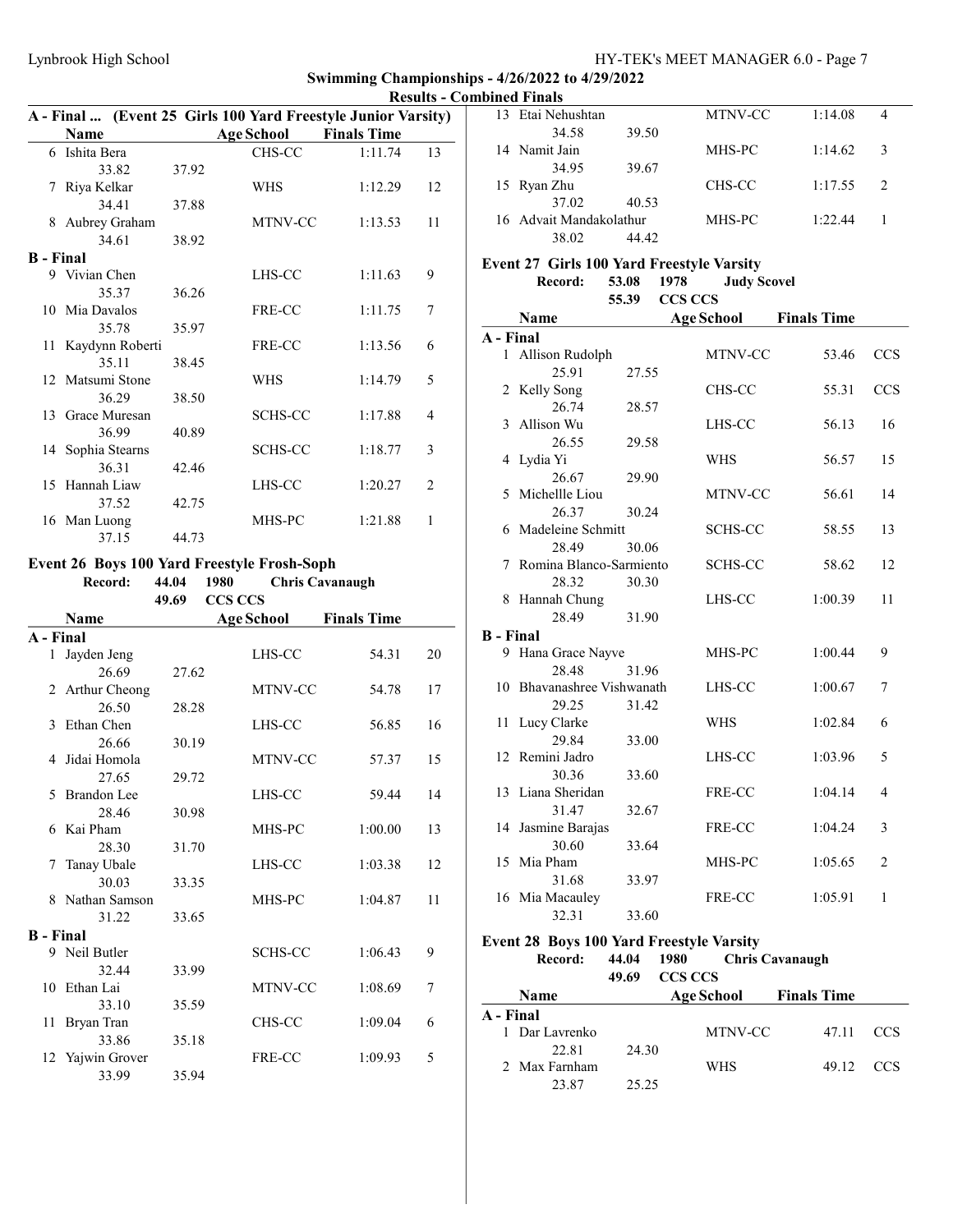## Swimming Championships - 4/26/2022 to 4/29/2022

### Results - Combined Finals

**A - Final ... (Event 25 Girls 100 Yard Freestyle Junior Varsity)**

| | Name | Age | School | Finals Time | Points |
|---|---|---|---|---|---|
| 6 | Ishita Bera | | CHS-CC | 1:11.74 | 13 |
| | 33.82 | 37.92 | | | |
| 7 | Riya Kelkar | | WHS | 1:12.29 | 12 |
| | 34.41 | 37.88 | | | |
| 8 | Aubrey Graham | | MTNV-CC | 1:13.53 | 11 |
| | 34.61 | 38.92 | | | |
| **B - Final** | | | | | |
| 9 | Vivian Chen | | LHS-CC | 1:11.63 | 9 |
| | 35.37 | 36.26 | | | |
| 10 | Mia Davalos | | FRE-CC | 1:11.75 | 7 |
| | 35.78 | 35.97 | | | |
| 11 | Kaydynn Roberti | | FRE-CC | 1:13.56 | 6 |
| | 35.11 | 38.45 | | | |
| 12 | Matsumi Stone | | WHS | 1:14.79 | 5 |
| | 36.29 | 38.50 | | | |
| 13 | Grace Muresan | | SCHS-CC | 1:17.88 | 4 |
| | 36.99 | 40.89 | | | |
| 14 | Sophia Stearns | | SCHS-CC | 1:18.77 | 3 |
| | 36.31 | 42.46 | | | |
| 15 | Hannah Liaw | | LHS-CC | 1:20.27 | 2 |
| | 37.52 | 42.75 | | | |
| 16 | Man Luong | | MHS-PC | 1:21.88 | 1 |
| | 37.15 | 44.73 | | | |

### Event 26 Boys 100 Yard Freestyle Frosh-Soph

Record: 44.04 1980 Chris Cavanaugh
49.69 CCS CCS

| | Name | Age | School | Finals Time | Points |
|---|---|---|---|---|---|
| **A - Final** | | | | | |
| 1 | Jayden Jeng | | LHS-CC | 54.31 | 20 |
| | 26.69 | 27.62 | | | |
| 2 | Arthur Cheong | | MTNV-CC | 54.78 | 17 |
| | 26.50 | 28.28 | | | |
| 3 | Ethan Chen | | LHS-CC | 56.85 | 16 |
| | 26.66 | 30.19 | | | |
| 4 | Jidai Homola | | MTNV-CC | 57.37 | 15 |
| | 27.65 | 29.72 | | | |
| 5 | Brandon Lee | | LHS-CC | 59.44 | 14 |
| | 28.46 | 30.98 | | | |
| 6 | Kai Pham | | MHS-PC | 1:00.00 | 13 |
| | 28.30 | 31.70 | | | |
| 7 | Tanay Ubale | | LHS-CC | 1:03.38 | 12 |
| | 30.03 | 33.35 | | | |
| 8 | Nathan Samson | | MHS-PC | 1:04.87 | 11 |
| | 31.22 | 33.65 | | | |
| **B - Final** | | | | | |
| 9 | Neil Butler | | SCHS-CC | 1:06.43 | 9 |
| | 32.44 | 33.99 | | | |
| 10 | Ethan Lai | | MTNV-CC | 1:08.69 | 7 |
| | 33.10 | 35.59 | | | |
| 11 | Bryan Tran | | CHS-CC | 1:09.04 | 6 |
| | 33.86 | 35.18 | | | |
| 12 | Yajwin Grover | | FRE-CC | 1:09.93 | 5 |
| | 33.99 | 35.94 | | | |
| 13 | Etai Nehushtan | | MTNV-CC | 1:14.08 | 4 |
| | 34.58 | 39.50 | | | |
| 14 | Namit Jain | | MHS-PC | 1:14.62 | 3 |
| | 34.95 | 39.67 | | | |
| 15 | Ryan Zhu | | CHS-CC | 1:17.55 | 2 |
| | 37.02 | 40.53 | | | |
| 16 | Advait Mandakolathur | | MHS-PC | 1:22.44 | 1 |
| | 38.02 | 44.42 | | | |

### Event 27 Girls 100 Yard Freestyle Varsity

Record: 53.08 1978 Judy Scovel
55.39 CCS CCS

| | Name | Age | School | Finals Time | Points |
|---|---|---|---|---|---|
| **A - Final** | | | | | |
| 1 | Allison Rudolph | | MTNV-CC | 53.46 | CCS |
| | 25.91 | 27.55 | | | |
| 2 | Kelly Song | | CHS-CC | 55.31 | CCS |
| | 26.74 | 28.57 | | | |
| 3 | Allison Wu | | LHS-CC | 56.13 | 16 |
| | 26.55 | 29.58 | | | |
| 4 | Lydia Yi | | WHS | 56.57 | 15 |
| | 26.67 | 29.90 | | | |
| 5 | Michellle Liou | | MTNV-CC | 56.61 | 14 |
| | 26.37 | 30.24 | | | |
| 6 | Madeleine Schmitt | | SCHS-CC | 58.55 | 13 |
| | 28.49 | 30.06 | | | |
| 7 | Romina Blanco-Sarmiento | | SCHS-CC | 58.62 | 12 |
| | 28.32 | 30.30 | | | |
| 8 | Hannah Chung | | LHS-CC | 1:00.39 | 11 |
| | 28.49 | 31.90 | | | |
| **B - Final** | | | | | |
| 9 | Hana Grace Nayve | | MHS-PC | 1:00.44 | 9 |
| | 28.48 | 31.96 | | | |
| 10 | Bhavanashree Vishwanath | | LHS-CC | 1:00.67 | 7 |
| | 29.25 | 31.42 | | | |
| 11 | Lucy Clarke | | WHS | 1:02.84 | 6 |
| | 29.84 | 33.00 | | | |
| 12 | Remini Jadro | | LHS-CC | 1:03.96 | 5 |
| | 30.36 | 33.60 | | | |
| 13 | Liana Sheridan | | FRE-CC | 1:04.14 | 4 |
| | 31.47 | 32.67 | | | |
| 14 | Jasmine Barajas | | FRE-CC | 1:04.24 | 3 |
| | 30.60 | 33.64 | | | |
| 15 | Mia Pham | | MHS-PC | 1:05.65 | 2 |
| | 31.68 | 33.97 | | | |
| 16 | Mia Macauley | | FRE-CC | 1:05.91 | 1 |
| | 32.31 | 33.60 | | | |

### Event 28 Boys 100 Yard Freestyle Varsity

Record: 44.04 1980 Chris Cavanaugh
49.69 CCS CCS

| | Name | Age | School | Finals Time | Points |
|---|---|---|---|---|---|
| **A - Final** | | | | | |
| 1 | Dar Lavrenko | | MTNV-CC | 47.11 | CCS |
| | 22.81 | 24.30 | | | |
| 2 | Max Farnham | | WHS | 49.12 | CCS |
| | 23.87 | 25.25 | | | |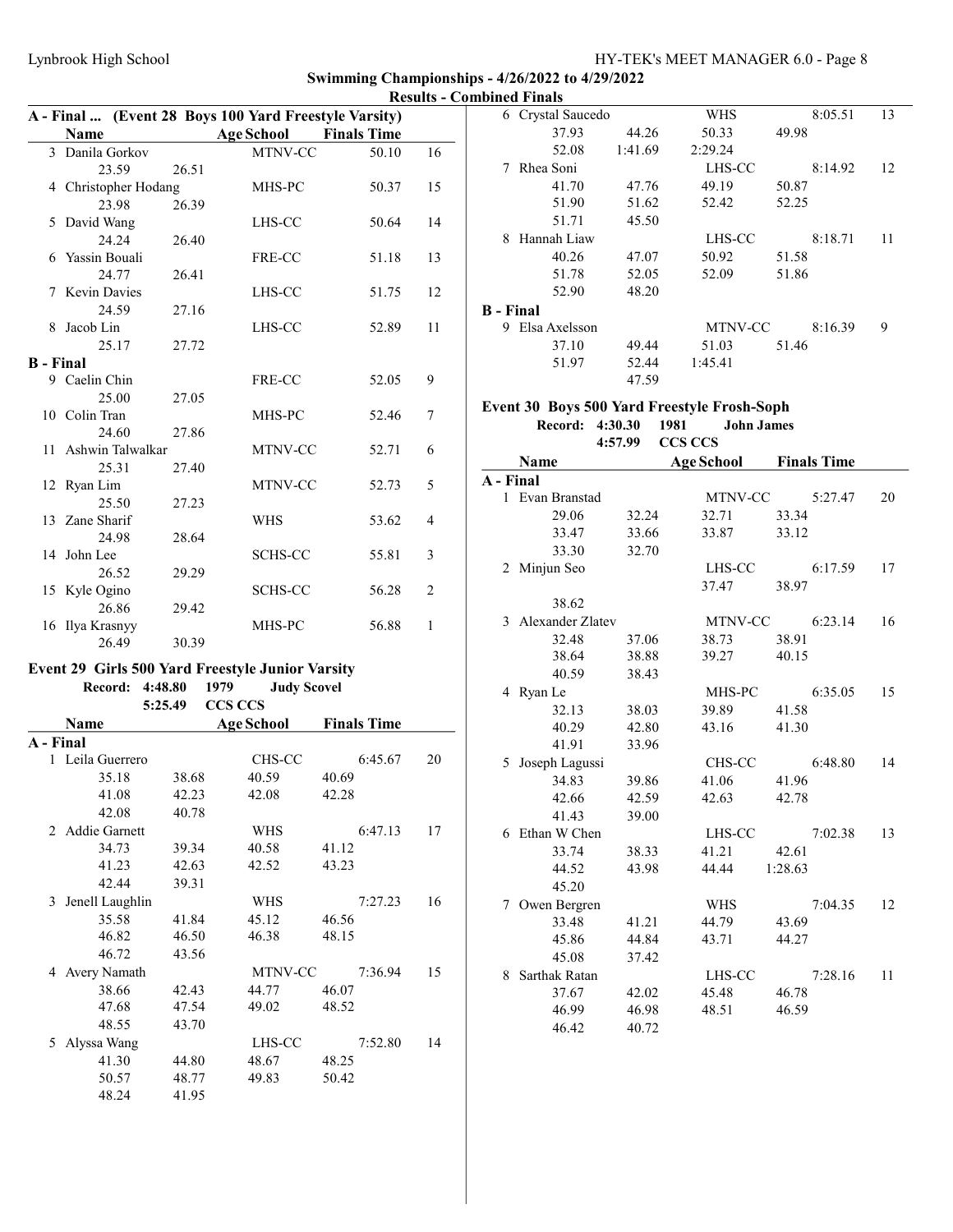## Swimming Championships - 4/26/2022 to 4/29/2022

### Results - Combined Finals

### A - Final ... (Event 28 Boys 100 Yard Freestyle Varsity)

| | Name | Age | School | Finals Time | Points |
|---|---|---|---|---|---|
| 3 | Danila Gorkov | | MTNV-CC | 50.10 | 16 |
| | 23.59 | 26.51 | | | |
| 4 | Christopher Hodang | | MHS-PC | 50.37 | 15 |
| | 23.98 | 26.39 | | | |
| 5 | David Wang | | LHS-CC | 50.64 | 14 |
| | 24.24 | 26.40 | | | |
| 6 | Yassin Bouali | | FRE-CC | 51.18 | 13 |
| | 24.77 | 26.41 | | | |
| 7 | Kevin Davies | | LHS-CC | 51.75 | 12 |
| | 24.59 | 27.16 | | | |
| 8 | Jacob Lin | | LHS-CC | 52.89 | 11 |
| | 25.17 | 27.72 | | | |
| **B - Final** | | | | | |
| 9 | Caelin Chin | | FRE-CC | 52.05 | 9 |
| | 25.00 | 27.05 | | | |
| 10 | Colin Tran | | MHS-PC | 52.46 | 7 |
| | 24.60 | 27.86 | | | |
| 11 | Ashwin Talwalkar | | MTNV-CC | 52.71 | 6 |
| | 25.31 | 27.40 | | | |
| 12 | Ryan Lim | | MTNV-CC | 52.73 | 5 |
| | 25.50 | 27.23 | | | |
| 13 | Zane Sharif | | WHS | 53.62 | 4 |
| | 24.98 | 28.64 | | | |
| 14 | John Lee | | SCHS-CC | 55.81 | 3 |
| | 26.52 | 29.29 | | | |
| 15 | Kyle Ogino | | SCHS-CC | 56.28 | 2 |
| | 26.86 | 29.42 | | | |
| 16 | Ilya Krasnyy | | MHS-PC | 56.88 | 1 |
| | 26.49 | 30.39 | | | |

### Event 29 Girls 500 Yard Freestyle Junior Varsity

Record: 4:48.80 1979 Judy Scovel
5:25.49 CCS CCS

| | Name | Age School | | Finals Time | | Points |
|---|---|---|---|---|---|---|
| **A - Final** | | | | | | |
| 1 | Leila Guerrero | CHS-CC | | 6:45.67 | | 20 |
| | 35.18 | 38.68 | 40.59 | 40.69 | | |
| | 41.08 | 42.23 | 42.08 | 42.28 | | |
| | 42.08 | 40.78 | | | | |
| 2 | Addie Garnett | WHS | | 6:47.13 | | 17 |
| | 34.73 | 39.34 | 40.58 | 41.12 | | |
| | 41.23 | 42.63 | 42.52 | 43.23 | | |
| | 42.44 | 39.31 | | | | |
| 3 | Jenell Laughlin | WHS | | 7:27.23 | | 16 |
| | 35.58 | 41.84 | 45.12 | 46.56 | | |
| | 46.82 | 46.50 | 46.38 | 48.15 | | |
| | 46.72 | 43.56 | | | | |
| 4 | Avery Namath | MTNV-CC | | 7:36.94 | | 15 |
| | 38.66 | 42.43 | 44.77 | 46.07 | | |
| | 47.68 | 47.54 | 49.02 | 48.52 | | |
| | 48.55 | 43.70 | | | | |
| 5 | Alyssa Wang | LHS-CC | | 7:52.80 | | 14 |
| | 41.30 | 44.80 | 48.67 | 48.25 | | |
| | 50.57 | 48.77 | 49.83 | 50.42 | | |
| | 48.24 | 41.95 | | | | |
| 6 | Crystal Saucedo | WHS | | 8:05.51 | | 13 |
| | 37.93 | 44.26 | 50.33 | 49.98 | | |
| | 52.08 | 1:41.69 | 2:29.24 | | | |
| 7 | Rhea Soni | LHS-CC | | 8:14.92 | | 12 |
| | 41.70 | 47.76 | 49.19 | 50.87 | | |
| | 51.90 | 51.62 | 52.42 | 52.25 | | |
| | 51.71 | 45.50 | | | | |
| 8 | Hannah Liaw | LHS-CC | | 8:18.71 | | 11 |
| | 40.26 | 47.07 | 50.92 | 51.58 | | |
| | 51.78 | 52.05 | 52.09 | 51.86 | | |
| | 52.90 | 48.20 | | | | |
| **B - Final** | | | | | | |
| 9 | Elsa Axelsson | MTNV-CC | | 8:16.39 | | 9 |
| | 37.10 | 49.44 | 51.03 | 51.46 | | |
| | 51.97 | 52.44 | 1:45.41 | | | |
| | | 47.59 | | | | |

### Event 30 Boys 500 Yard Freestyle Frosh-Soph

Record: 4:30.30 1981 John James
4:57.99 CCS CCS

| | Name | Age School | | Finals Time | | Points |
|---|---|---|---|---|---|---|
| **A - Final** | | | | | | |
| 1 | Evan Branstad | MTNV-CC | | 5:27.47 | | 20 |
| | 29.06 | 32.24 | 32.71 | 33.34 | | |
| | 33.47 | 33.66 | 33.87 | 33.12 | | |
| | 33.30 | 32.70 | | | | |
| 2 | Minjun Seo | LHS-CC | | 6:17.59 | | 17 |
| | | | 37.47 | 38.97 | | |
| | 38.62 | | | | | |
| 3 | Alexander Zlatev | MTNV-CC | | 6:23.14 | | 16 |
| | 32.48 | 37.06 | 38.73 | 38.91 | | |
| | 38.64 | 38.88 | 39.27 | 40.15 | | |
| | 40.59 | 38.43 | | | | |
| 4 | Ryan Le | MHS-PC | | 6:35.05 | | 15 |
| | 32.13 | 38.03 | 39.89 | 41.58 | | |
| | 40.29 | 42.80 | 43.16 | 41.30 | | |
| | 41.91 | 33.96 | | | | |
| 5 | Joseph Lagussi | CHS-CC | | 6:48.80 | | 14 |
| | 34.83 | 39.86 | 41.06 | 41.96 | | |
| | 42.66 | 42.59 | 42.63 | 42.78 | | |
| | 41.43 | 39.00 | | | | |
| 6 | Ethan W Chen | LHS-CC | | 7:02.38 | | 13 |
| | 33.74 | 38.33 | 41.21 | 42.61 | | |
| | 44.52 | 43.98 | 44.44 | 1:28.63 | | |
| | 45.20 | | | | | |
| 7 | Owen Bergren | WHS | | 7:04.35 | | 12 |
| | 33.48 | 41.21 | 44.79 | 43.69 | | |
| | 45.86 | 44.84 | 43.71 | 44.27 | | |
| | 45.08 | 37.42 | | | | |
| 8 | Sarthak Ratan | LHS-CC | | 7:28.16 | | 11 |
| | 37.67 | 42.02 | 45.48 | 46.78 | | |
| | 46.99 | 46.98 | 48.51 | 46.59 | | |
| | 46.42 | 40.72 | | | | |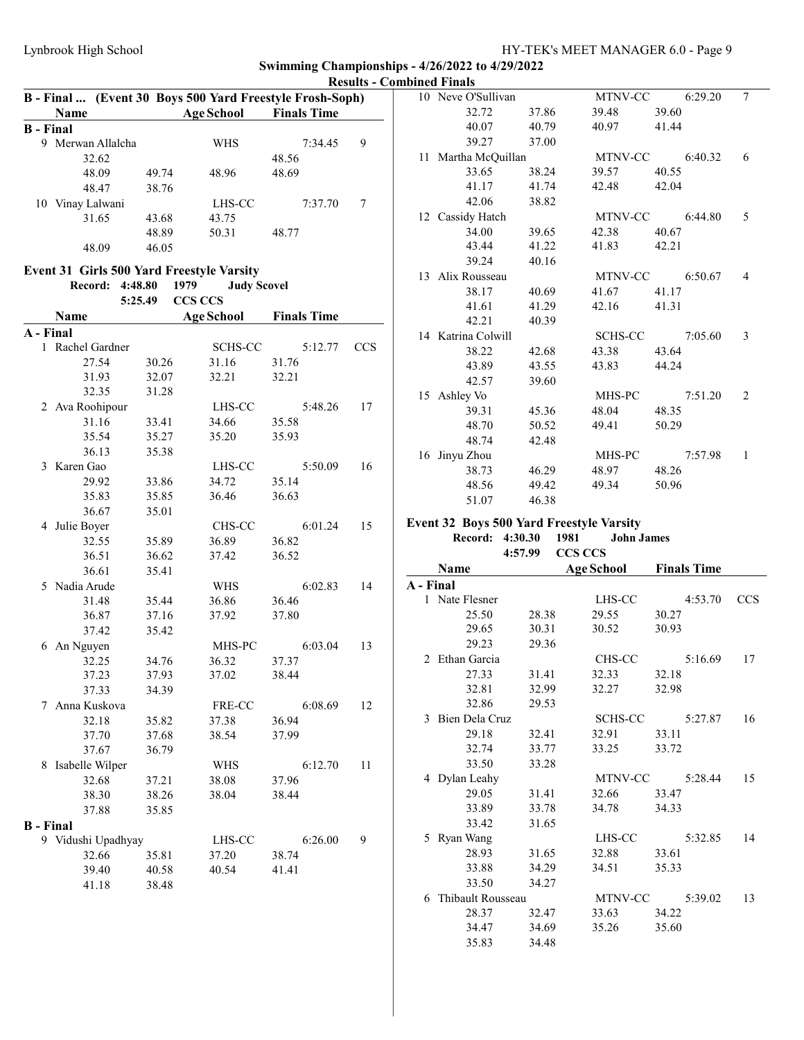## Swimming Championships - 4/26/2022 to 4/29/2022

### Results - Combined Finals

**B - Final ... (Event 30 Boys 500 Yard Freestyle Frosh-Soph)**

| Name | Age School | Finals Time | |
|---|---|---|---|
| **B - Final** | | | |
| 9 Merwan Allalcha | WHS | 7:34.45 | 9 |
| 32.62 | | 48.56 | |
| 48.09 49.74 | 48.96 | 48.69 | |
| 48.47 38.76 | | | |
| 10 Vinay Lalwani | LHS-CC | 7:37.70 | 7 |
| 31.65 43.68 | 43.75 | | |
| 48.89 | 50.31 | 48.77 | |
| 48.09 46.05 | | | |

**Event 31 Girls 500 Yard Freestyle Varsity**

Record: 4:48.80 1979 Judy Scovel

5:25.49 CCS CCS

| Name | Age School | Finals Time | |
|---|---|---|---|
| **A - Final** | | | |
| 1 Rachel Gardner | SCHS-CC | 5:12.77 | CCS |
| 27.54 30.26 | 31.16 | 31.76 | |
| 31.93 32.07 | 32.21 | 32.21 | |
| 32.35 31.28 | | | |
| 2 Ava Roohipour | LHS-CC | 5:48.26 | 17 |
| 31.16 33.41 | 34.66 | 35.58 | |
| 35.54 35.27 | 35.20 | 35.93 | |
| 36.13 35.38 | | | |
| 3 Karen Gao | LHS-CC | 5:50.09 | 16 |
| 29.92 33.86 | 34.72 | 35.14 | |
| 35.83 35.85 | 36.46 | 36.63 | |
| 36.67 35.01 | | | |
| 4 Julie Boyer | CHS-CC | 6:01.24 | 15 |
| 32.55 35.89 | 36.89 | 36.82 | |
| 36.51 36.62 | 37.42 | 36.52 | |
| 36.61 35.41 | | | |
| 5 Nadia Arude | WHS | 6:02.83 | 14 |
| 31.48 35.44 | 36.86 | 36.46 | |
| 36.87 37.16 | 37.92 | 37.80 | |
| 37.42 35.42 | | | |
| 6 An Nguyen | MHS-PC | 6:03.04 | 13 |
| 32.25 34.76 | 36.32 | 37.37 | |
| 37.23 37.93 | 37.02 | 38.44 | |
| 37.33 34.39 | | | |
| 7 Anna Kuskova | FRE-CC | 6:08.69 | 12 |
| 32.18 35.82 | 37.38 | 36.94 | |
| 37.70 37.68 | 38.54 | 37.99 | |
| 37.67 36.79 | | | |
| 8 Isabelle Wilper | WHS | 6:12.70 | 11 |
| 32.68 37.21 | 38.08 | 37.96 | |
| 38.30 38.26 | 38.04 | 38.44 | |
| 37.88 35.85 | | | |
| **B - Final** | | | |
| 9 Vidushi Upadhyay | LHS-CC | 6:26.00 | 9 |
| 32.66 35.81 | 37.20 | 38.74 | |
| 39.40 40.58 | 40.54 | 41.41 | |
| 41.18 38.48 | | | |
| 10 Neve O'Sullivan | MTNV-CC | 6:29.20 | 7 |
| 32.72 37.86 | 39.48 | 39.60 | |
| 40.07 40.79 | 40.97 | 41.44 | |
| 39.27 37.00 | | | |
| 11 Martha McQuillan | MTNV-CC | 6:40.32 | 6 |
| 33.65 38.24 | 39.57 | 40.55 | |
| 41.17 41.74 | 42.48 | 42.04 | |
| 42.06 38.82 | | | |
| 12 Cassidy Hatch | MTNV-CC | 6:44.80 | 5 |
| 34.00 39.65 | 42.38 | 40.67 | |
| 43.44 41.22 | 41.83 | 42.21 | |
| 39.24 40.16 | | | |
| 13 Alix Rousseau | MTNV-CC | 6:50.67 | 4 |
| 38.17 40.69 | 41.67 | 41.17 | |
| 41.61 41.29 | 42.16 | 41.31 | |
| 42.21 40.39 | | | |
| 14 Katrina Colwill | SCHS-CC | 7:05.60 | 3 |
| 38.22 42.68 | 43.38 | 43.64 | |
| 43.89 43.55 | 43.83 | 44.24 | |
| 42.57 39.60 | | | |
| 15 Ashley Vo | MHS-PC | 7:51.20 | 2 |
| 39.31 45.36 | 48.04 | 48.35 | |
| 48.70 50.52 | 49.41 | 50.29 | |
| 48.74 42.48 | | | |
| 16 Jinyu Zhou | MHS-PC | 7:57.98 | 1 |
| 38.73 46.29 | 48.97 | 48.26 | |
| 48.56 49.42 | 49.34 | 50.96 | |
| 51.07 46.38 | | | |

**Event 32 Boys 500 Yard Freestyle Varsity**

Record: 4:30.30 1981 John James

4:57.99 CCS CCS

| Name | Age School | Finals Time | |
|---|---|---|---|
| **A - Final** | | | |
| 1 Nate Flesner | LHS-CC | 4:53.70 | CCS |
| 25.50 28.38 | 29.55 | 30.27 | |
| 29.65 30.31 | 30.52 | 30.93 | |
| 29.23 29.36 | | | |
| 2 Ethan Garcia | CHS-CC | 5:16.69 | 17 |
| 27.33 31.41 | 32.33 | 32.18 | |
| 32.81 32.99 | 32.27 | 32.98 | |
| 32.86 29.53 | | | |
| 3 Bien Dela Cruz | SCHS-CC | 5:27.87 | 16 |
| 29.18 32.41 | 32.91 | 33.11 | |
| 32.74 33.77 | 33.25 | 33.72 | |
| 33.50 33.28 | | | |
| 4 Dylan Leahy | MTNV-CC | 5:28.44 | 15 |
| 29.05 31.41 | 32.66 | 33.47 | |
| 33.89 33.78 | 34.78 | 34.33 | |
| 33.42 31.65 | | | |
| 5 Ryan Wang | LHS-CC | 5:32.85 | 14 |
| 28.93 31.65 | 32.88 | 33.61 | |
| 33.88 34.29 | 34.51 | 35.33 | |
| 33.50 34.27 | | | |
| 6 Thibault Rousseau | MTNV-CC | 5:39.02 | 13 |
| 28.37 32.47 | 33.63 | 34.22 | |
| 34.47 34.69 | 35.26 | 35.60 | |
| 35.83 34.48 | | | |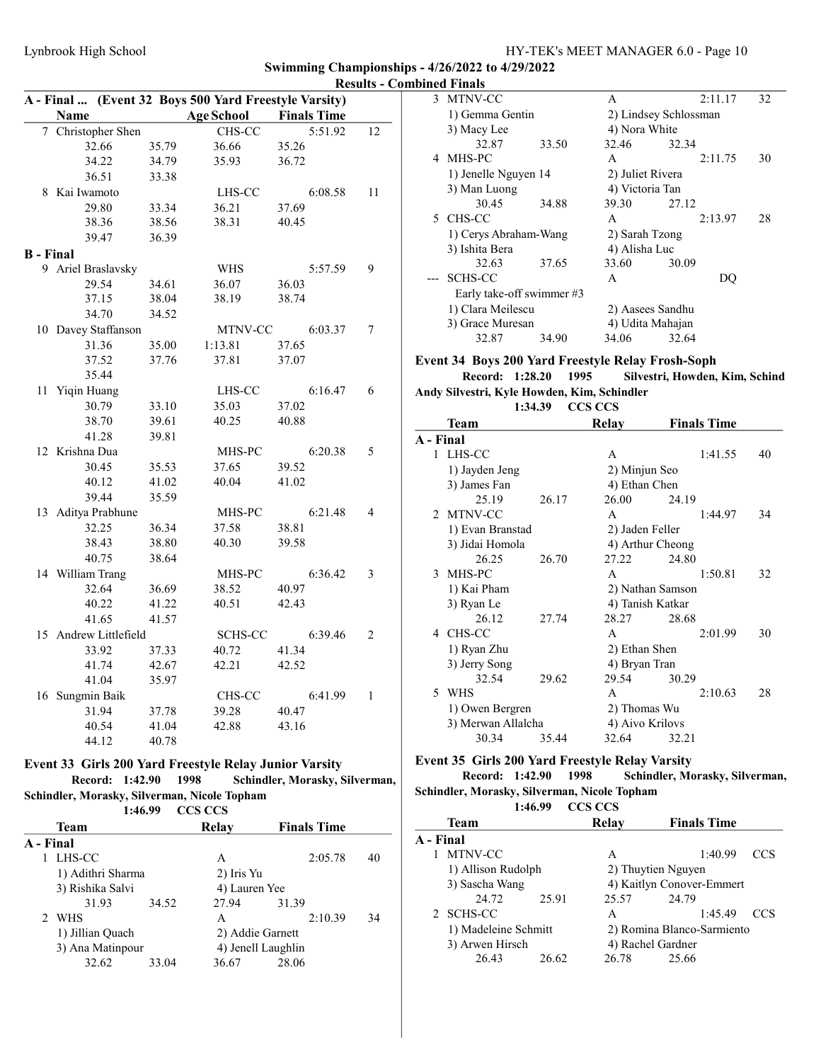## Swimming Championships - 4/26/2022 to 4/29/2022

### Results - Combined Finals

**A - Final ... (Event 32 Boys 500 Yard Freestyle Varsity)**

| | Name | Age | School | Finals Time | |
|---|---|---|---|---|---|
| 7 | Christopher Shen | | CHS-CC | 5:51.92 | 12 |
| | 32.66 35.79 36.66 35.26 | | | | |
| | 34.22 34.79 35.93 36.72 | | | | |
| | 36.51 33.38 | | | | |
| 8 | Kai Iwamoto | | LHS-CC | 6:08.58 | 11 |
| | 29.80 33.34 36.21 37.69 | | | | |
| | 38.36 38.56 38.31 40.45 | | | | |
| | 39.47 36.39 | | | | |
| **B - Final** | | | | | |
| 9 | Ariel Braslavsky | | WHS | 5:57.59 | 9 |
| | 29.54 34.61 36.07 36.03 | | | | |
| | 37.15 38.04 38.19 38.74 | | | | |
| | 34.70 34.52 | | | | |
| 10 | Davey Staffanson | | MTNV-CC | 6:03.37 | 7 |
| | 31.36 35.00 1:13.81 37.65 | | | | |
| | 37.52 37.76 37.81 37.07 | | | | |
| | 35.44 | | | | |
| 11 | Yiqin Huang | | LHS-CC | 6:16.47 | 6 |
| | 30.79 33.10 35.03 37.02 | | | | |
| | 38.70 39.61 40.25 40.88 | | | | |
| | 41.28 39.81 | | | | |
| 12 | Krishna Dua | | MHS-PC | 6:20.38 | 5 |
| | 30.45 35.53 37.65 39.52 | | | | |
| | 40.12 41.02 40.04 41.02 | | | | |
| | 39.44 35.59 | | | | |
| 13 | Aditya Prabhune | | MHS-PC | 6:21.48 | 4 |
| | 32.25 36.34 37.58 38.81 | | | | |
| | 38.43 38.80 40.30 39.58 | | | | |
| | 40.75 38.64 | | | | |
| 14 | William Trang | | MHS-PC | 6:36.42 | 3 |
| | 32.64 36.69 38.52 40.97 | | | | |
| | 40.22 41.22 40.51 42.43 | | | | |
| | 41.65 41.57 | | | | |
| 15 | Andrew Littlefield | | SCHS-CC | 6:39.46 | 2 |
| | 33.92 37.33 40.72 41.34 | | | | |
| | 41.74 42.67 42.21 42.52 | | | | |
| | 41.04 35.97 | | | | |
| 16 | Sungmin Baik | | CHS-CC | 6:41.99 | 1 |
| | 31.94 37.78 39.28 40.47 | | | | |
| | 40.54 41.04 42.88 43.16 | | | | |
| | 44.12 40.78 | | | | |

### Event 33 Girls 200 Yard Freestyle Relay Junior Varsity

**Record: 1:42.90 1998 Schindler, Morasky, Silverman, Schindler, Morasky, Silverman, Nicole Topham**

**1:46.99 CCS CCS**

| | Team | Relay | Finals Time | |
|---|---|---|---|---|
| **A - Final** | | | | |
| 1 | LHS-CC | A | 2:05.78 | 40 |
| | 1) Adithri Sharma 2) Iris Yu 3) Rishika Salvi 4) Lauren Yee | | | |
| | 31.93 34.52 27.94 31.39 | | | |
| 2 | WHS | A | 2:10.39 | 34 |
| | 1) Jillian Quach 2) Addie Garnett 3) Ana Matinpour 4) Jenell Laughlin | | | |
| | 32.62 33.04 36.67 28.06 | | | |
| 3 | MTNV-CC | A | 2:11.17 | 32 |
| | 1) Gemma Gentin 2) Lindsey Schlossman 3) Macy Lee 4) Nora White | | | |
| | 32.87 33.50 32.46 32.34 | | | |
| 4 | MHS-PC | A | 2:11.75 | 30 |
| | 1) Jenelle Nguyen 14 2) Juliet Rivera 3) Man Luong 4) Victoria Tan | | | |
| | 30.45 34.88 39.30 27.12 | | | |
| 5 | CHS-CC | A | 2:13.97 | 28 |
| | 1) Cerys Abraham-Wang 2) Sarah Tzong 3) Ishita Bera 4) Alisha Luc | | | |
| | 32.63 37.65 33.60 30.09 | | | |
| --- | SCHS-CC | A | DQ | |
| | Early take-off swimmer #3 | | | |
| | 1) Clara Meilescu 2) Aasees Sandhu 3) Grace Muresan 4) Udita Mahajan | | | |
| | 32.87 34.90 34.06 32.64 | | | |

### Event 34 Boys 200 Yard Freestyle Relay Frosh-Soph

**Record: 1:28.20 1995 Silvestri, Howden, Kim, Schind Andy Silvestri, Kyle Howden, Kim, Schindler**

**1:34.39 CCS CCS**

| | Team | Relay | Finals Time | |
|---|---|---|---|---|
| **A - Final** | | | | |
| 1 | LHS-CC | A | 1:41.55 | 40 |
| | 1) Jayden Jeng 2) Minjun Seo 3) James Fan 4) Ethan Chen | | | |
| | 25.19 26.17 26.00 24.19 | | | |
| 2 | MTNV-CC | A | 1:44.97 | 34 |
| | 1) Evan Branstad 2) Jaden Feller 3) Jidai Homola 4) Arthur Cheong | | | |
| | 26.25 26.70 27.22 24.80 | | | |
| 3 | MHS-PC | A | 1:50.81 | 32 |
| | 1) Kai Pham 2) Nathan Samson 3) Ryan Le 4) Tanish Katkar | | | |
| | 26.12 27.74 28.27 28.68 | | | |
| 4 | CHS-CC | A | 2:01.99 | 30 |
| | 1) Ryan Zhu 2) Ethan Shen 3) Jerry Song 4) Bryan Tran | | | |
| | 32.54 29.62 29.54 30.29 | | | |
| 5 | WHS | A | 2:10.63 | 28 |
| | 1) Owen Bergren 2) Thomas Wu 3) Merwan Allalcha 4) Aivo Krilovs | | | |
| | 30.34 35.44 32.64 32.21 | | | |

### Event 35 Girls 200 Yard Freestyle Relay Varsity

**Record: 1:42.90 1998 Schindler, Morasky, Silverman, Schindler, Morasky, Silverman, Nicole Topham**

**1:46.99 CCS CCS**

| | Team | Relay | Finals Time | |
|---|---|---|---|---|
| **A - Final** | | | | |
| 1 | MTNV-CC | A | 1:40.99 | CCS |
| | 1) Allison Rudolph 2) Thuytien Nguyen 3) Sascha Wang 4) Kaitlyn Conover-Emmert | | | |
| | 24.72 25.91 25.57 24.79 | | | |
| 2 | SCHS-CC | A | 1:45.49 | CCS |
| | 1) Madeleine Schmitt 2) Romina Blanco-Sarmiento 3) Arwen Hirsch 4) Rachel Gardner | | | |
| | 26.43 26.62 26.78 25.66 | | | |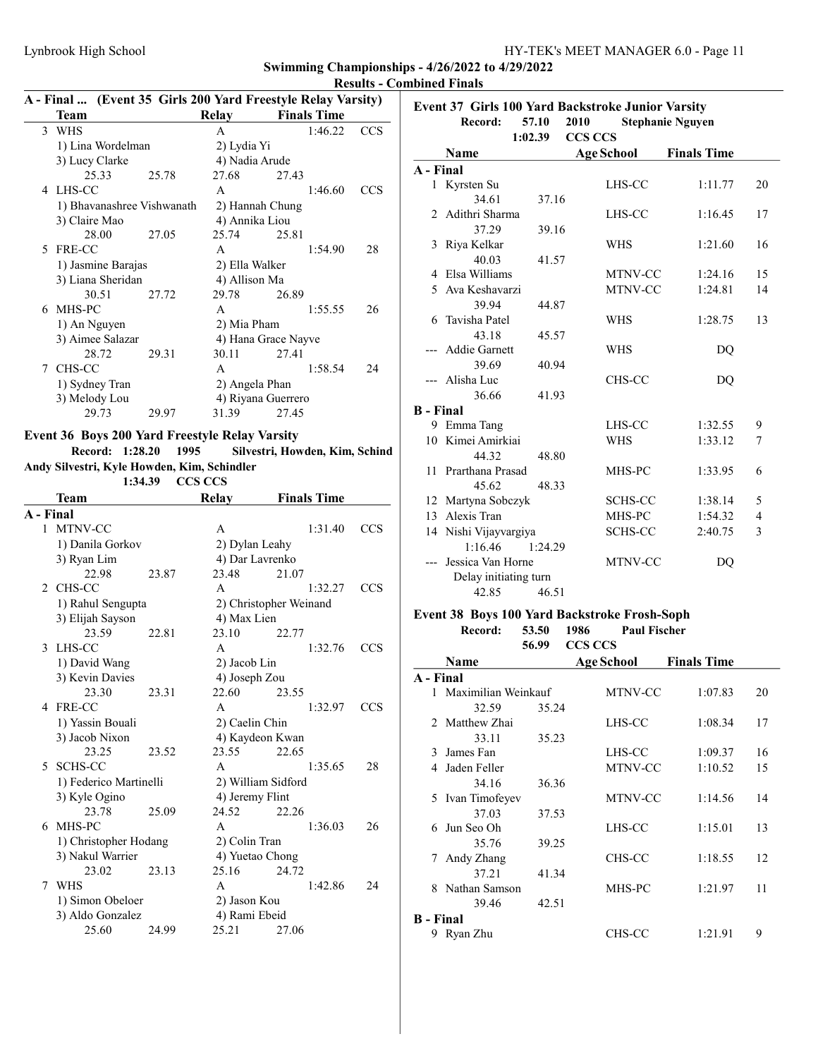## Swimming Championships - 4/26/2022 to 4/29/2022

### Results - Combined Finals

### A - Final ... (Event 35 Girls 200 Yard Freestyle Relay Varsity)

| | Team | Relay | Finals Time | |
|---|---|---|---|---|
| 3 | WHS | A | 1:46.22 | CCS |
| | 1) Lina Wordelman | 2) Lydia Yi | | |
| | 3) Lucy Clarke | 4) Nadia Arude | | |
| | 25.33 25.78 | 27.68 27.43 | | |
| 4 | LHS-CC | A | 1:46.60 | CCS |
| | 1) Bhavanashree Vishwanath | 2) Hannah Chung | | |
| | 3) Claire Mao | 4) Annika Liou | | |
| | 28.00 27.05 | 25.74 25.81 | | |
| 5 | FRE-CC | A | 1:54.90 | 28 |
| | 1) Jasmine Barajas | 2) Ella Walker | | |
| | 3) Liana Sheridan | 4) Allison Ma | | |
| | 30.51 27.72 | 29.78 26.89 | | |
| 6 | MHS-PC | A | 1:55.55 | 26 |
| | 1) An Nguyen | 2) Mia Pham | | |
| | 3) Aimee Salazar | 4) Hana Grace Nayve | | |
| | 28.72 29.31 | 30.11 27.41 | | |
| 7 | CHS-CC | A | 1:58.54 | 24 |
| | 1) Sydney Tran | 2) Angela Phan | | |
| | 3) Melody Lou | 4) Riyana Guerrero | | |
| | 29.73 29.97 | 31.39 27.45 | | |

### Event 36 Boys 200 Yard Freestyle Relay Varsity

Record: 1:28.20 1995 Silvestri, Howden, Kim, Schind
Andy Silvestri, Kyle Howden, Kim, Schindler
1:34.39 CCS CCS

| | Team | Relay | Finals Time | |
|---|---|---|---|---|
| **A - Final** | | | | |
| 1 | MTNV-CC | A | 1:31.40 | CCS |
| | 1) Danila Gorkov | 2) Dylan Leahy | | |
| | 3) Ryan Lim | 4) Dar Lavrenko | | |
| | 22.98 23.87 | 23.48 21.07 | | |
| 2 | CHS-CC | A | 1:32.27 | CCS |
| | 1) Rahul Sengupta | 2) Christopher Weinand | | |
| | 3) Elijah Sayson | 4) Max Lien | | |
| | 23.59 22.81 | 23.10 22.77 | | |
| 3 | LHS-CC | A | 1:32.76 | CCS |
| | 1) David Wang | 2) Jacob Lin | | |
| | 3) Kevin Davies | 4) Joseph Zou | | |
| | 23.30 23.31 | 22.60 23.55 | | |
| 4 | FRE-CC | A | 1:32.97 | CCS |
| | 1) Yassin Bouali | 2) Caelin Chin | | |
| | 3) Jacob Nixon | 4) Kaydeon Kwan | | |
| | 23.25 23.52 | 23.55 22.65 | | |
| 5 | SCHS-CC | A | 1:35.65 | 28 |
| | 1) Federico Martinelli | 2) William Sidford | | |
| | 3) Kyle Ogino | 4) Jeremy Flint | | |
| | 23.78 25.09 | 24.52 22.26 | | |
| 6 | MHS-PC | A | 1:36.03 | 26 |
| | 1) Christopher Hodang | 2) Colin Tran | | |
| | 3) Nakul Warrier | 4) Yuetao Chong | | |
| | 23.02 23.13 | 25.16 24.72 | | |
| 7 | WHS | A | 1:42.86 | 24 |
| | 1) Simon Obeloer | 2) Jason Kou | | |
| | 3) Aldo Gonzalez | 4) Rami Ebeid | | |
| | 25.60 24.99 | 25.21 27.06 | | |

### Event 37 Girls 100 Yard Backstroke Junior Varsity

Record: 57.10 2010 Stephanie Nguyen
1:02.39 CCS CCS

| | Name | Age | School | Finals Time | |
|---|---|---|---|---|---|
| **A - Final** | | | | | |
| 1 | Kyrsten Su | | LHS-CC | 1:11.77 | 20 |
| | 34.61 37.16 | | | | |
| 2 | Adithri Sharma | | LHS-CC | 1:16.45 | 17 |
| | 37.29 39.16 | | | | |
| 3 | Riya Kelkar | | WHS | 1:21.60 | 16 |
| | 40.03 41.57 | | | | |
| 4 | Elsa Williams | | MTNV-CC | 1:24.16 | 15 |
| 5 | Ava Keshavarzi | | MTNV-CC | 1:24.81 | 14 |
| | 39.94 44.87 | | | | |
| 6 | Tavisha Patel | | WHS | 1:28.75 | 13 |
| | 43.18 45.57 | | | | |
| --- | Addie Garnett | | WHS | DQ | |
| | 39.69 40.94 | | | | |
| --- | Alisha Luc | | CHS-CC | DQ | |
| | 36.66 41.93 | | | | |
| **B - Final** | | | | | |
| 9 | Emma Tang | | LHS-CC | 1:32.55 | 9 |
| 10 | Kimei Amirkiai | | WHS | 1:33.12 | 7 |
| | 44.32 48.80 | | | | |
| 11 | Prarthana Prasad | | MHS-PC | 1:33.95 | 6 |
| | 45.62 48.33 | | | | |
| 12 | Martyna Sobczyk | | SCHS-CC | 1:38.14 | 5 |
| 13 | Alexis Tran | | MHS-PC | 1:54.32 | 4 |
| 14 | Nishi Vijayvargiya | | SCHS-CC | 2:40.75 | 3 |
| | 1:16.46 1:24.29 | | | | |
| --- | Jessica Van Horne | | MTNV-CC | DQ | |
| | Delay initiating turn | | | | |
| | 42.85 46.51 | | | | |

### Event 38 Boys 100 Yard Backstroke Frosh-Soph

Record: 53.50 1986 Paul Fischer
56.99 CCS CCS

| | Name | Age | School | Finals Time | |
|---|---|---|---|---|---|
| **A - Final** | | | | | |
| 1 | Maximilian Weinkauf | | MTNV-CC | 1:07.83 | 20 |
| | 32.59 35.24 | | | | |
| 2 | Matthew Zhai | | LHS-CC | 1:08.34 | 17 |
| | 33.11 35.23 | | | | |
| 3 | James Fan | | LHS-CC | 1:09.37 | 16 |
| 4 | Jaden Feller | | MTNV-CC | 1:10.52 | 15 |
| | 34.16 36.36 | | | | |
| 5 | Ivan Timofeyev | | MTNV-CC | 1:14.56 | 14 |
| | 37.03 37.53 | | | | |
| 6 | Jun Seo Oh | | LHS-CC | 1:15.01 | 13 |
| | 35.76 39.25 | | | | |
| 7 | Andy Zhang | | CHS-CC | 1:18.55 | 12 |
| | 37.21 41.34 | | | | |
| 8 | Nathan Samson | | MHS-PC | 1:21.97 | 11 |
| | 39.46 42.51 | | | | |
| **B - Final** | | | | | |
| 9 | Ryan Zhu | | CHS-CC | 1:21.91 | 9 |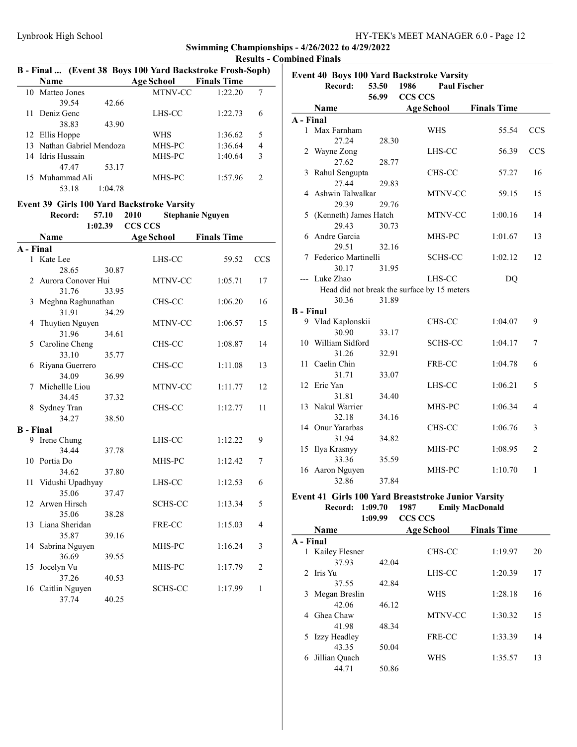**Swimming Championships - 4/26/2022 to 4/29/2022**

**Results - Combined Finals**

### B - Final ... (Event 38 Boys 100 Yard Backstroke Frosh-Soph)

| | Name | Age | School | Finals Time | Points |
|---|---|---|---|---|---|
| 10 | Matteo Jones | | MTNV-CC | 1:22.20 | 7 |
| | 39.54 42.66 | | | | |
| 11 | Deniz Genc | | LHS-CC | 1:22.73 | 6 |
| | 38.83 43.90 | | | | |
| 12 | Ellis Hoppe | | WHS | 1:36.62 | 5 |
| 13 | Nathan Gabriel Mendoza | | MHS-PC | 1:36.64 | 4 |
| 14 | Idris Hussain | | MHS-PC | 1:40.64 | 3 |
| | 47.47 53.17 | | | | |
| 15 | Muhammad Ali | | MHS-PC | 1:57.96 | 2 |
| | 53.18 1:04.78 | | | | |

### Event 39 Girls 100 Yard Backstroke Varsity

Record: 57.10 2010 Stephanie Nguyen
1:02.39 CCS CCS

| | Name | Age | School | Finals Time | Points |
|---|---|---|---|---|---|
| **A - Final** | | | | | |
| 1 | Kate Lee | | LHS-CC | 59.52 | CCS |
| | 28.65 30.87 | | | | |
| 2 | Aurora Conover Hui | | MTNV-CC | 1:05.71 | 17 |
| | 31.76 33.95 | | | | |
| 3 | Meghna Raghunathan | | CHS-CC | 1:06.20 | 16 |
| | 31.91 34.29 | | | | |
| 4 | Thuytien Nguyen | | MTNV-CC | 1:06.57 | 15 |
| | 31.96 34.61 | | | | |
| 5 | Caroline Cheng | | CHS-CC | 1:08.87 | 14 |
| | 33.10 35.77 | | | | |
| 6 | Riyana Guerrero | | CHS-CC | 1:11.08 | 13 |
| | 34.09 36.99 | | | | |
| 7 | Michellle Liou | | MTNV-CC | 1:11.77 | 12 |
| | 34.45 37.32 | | | | |
| 8 | Sydney Tran | | CHS-CC | 1:12.77 | 11 |
| | 34.27 38.50 | | | | |
| **B - Final** | | | | | |
| 9 | Irene Chung | | LHS-CC | 1:12.22 | 9 |
| | 34.44 37.78 | | | | |
| 10 | Portia Do | | MHS-PC | 1:12.42 | 7 |
| | 34.62 37.80 | | | | |
| 11 | Vidushi Upadhyay | | LHS-CC | 1:12.53 | 6 |
| | 35.06 37.47 | | | | |
| 12 | Arwen Hirsch | | SCHS-CC | 1:13.34 | 5 |
| | 35.06 38.28 | | | | |
| 13 | Liana Sheridan | | FRE-CC | 1:15.03 | 4 |
| | 35.87 39.16 | | | | |
| 14 | Sabrina Nguyen | | MHS-PC | 1:16.24 | 3 |
| | 36.69 39.55 | | | | |
| 15 | Jocelyn Vu | | MHS-PC | 1:17.79 | 2 |
| | 37.26 40.53 | | | | |
| 16 | Caitlin Nguyen | | SCHS-CC | 1:17.99 | 1 |
| | 37.74 40.25 | | | | |

### Event 40 Boys 100 Yard Backstroke Varsity

Record: 53.50 1986 Paul Fischer
56.99 CCS CCS

| | Name | Age | School | Finals Time | Points |
|---|---|---|---|---|---|
| **A - Final** | | | | | |
| 1 | Max Farnham | | WHS | 55.54 | CCS |
| | 27.24 28.30 | | | | |
| 2 | Wayne Zong | | LHS-CC | 56.39 | CCS |
| | 27.62 28.77 | | | | |
| 3 | Rahul Sengupta | | CHS-CC | 57.27 | 16 |
| | 27.44 29.83 | | | | |
| 4 | Ashwin Talwalkar | | MTNV-CC | 59.15 | 15 |
| | 29.39 29.76 | | | | |
| 5 | (Kenneth) James Hatch | | MTNV-CC | 1:00.16 | 14 |
| | 29.43 30.73 | | | | |
| 6 | Andre Garcia | | MHS-PC | 1:01.67 | 13 |
| | 29.51 32.16 | | | | |
| 7 | Federico Martinelli | | SCHS-CC | 1:02.12 | 12 |
| | 30.17 31.95 | | | | |
| --- | Luke Zhao | | LHS-CC | DQ | |
| | Head did not break the surface by 15 meters | | | | |
| | 30.36 31.89 | | | | |
| **B - Final** | | | | | |
| 9 | Vlad Kaplonskii | | CHS-CC | 1:04.07 | 9 |
| | 30.90 33.17 | | | | |
| 10 | William Sidford | | SCHS-CC | 1:04.17 | 7 |
| | 31.26 32.91 | | | | |
| 11 | Caelin Chin | | FRE-CC | 1:04.78 | 6 |
| | 31.71 33.07 | | | | |
| 12 | Eric Yan | | LHS-CC | 1:06.21 | 5 |
| | 31.81 34.40 | | | | |
| 13 | Nakul Warrier | | MHS-PC | 1:06.34 | 4 |
| | 32.18 34.16 | | | | |
| 14 | Onur Yararbas | | CHS-CC | 1:06.76 | 3 |
| | 31.94 34.82 | | | | |
| 15 | Ilya Krasnyy | | MHS-PC | 1:08.95 | 2 |
| | 33.36 35.59 | | | | |
| 16 | Aaron Nguyen | | MHS-PC | 1:10.70 | 1 |
| | 32.86 37.84 | | | | |

### Event 41 Girls 100 Yard Breaststroke Junior Varsity

Record: 1:09.70 1987 Emily MacDonald
1:09.99 CCS CCS

| | Name | Age | School | Finals Time | Points |
|---|---|---|---|---|---|
| **A - Final** | | | | | |
| 1 | Kailey Flesner | | CHS-CC | 1:19.97 | 20 |
| | 37.93 42.04 | | | | |
| 2 | Iris Yu | | LHS-CC | 1:20.39 | 17 |
| | 37.55 42.84 | | | | |
| 3 | Megan Breslin | | WHS | 1:28.18 | 16 |
| | 42.06 46.12 | | | | |
| 4 | Ghea Chaw | | MTNV-CC | 1:30.32 | 15 |
| | 41.98 48.34 | | | | |
| 5 | Izzy Headley | | FRE-CC | 1:33.39 | 14 |
| | 43.35 50.04 | | | | |
| 6 | Jillian Quach | | WHS | 1:35.57 | 13 |
| | 44.71 50.86 | | | | |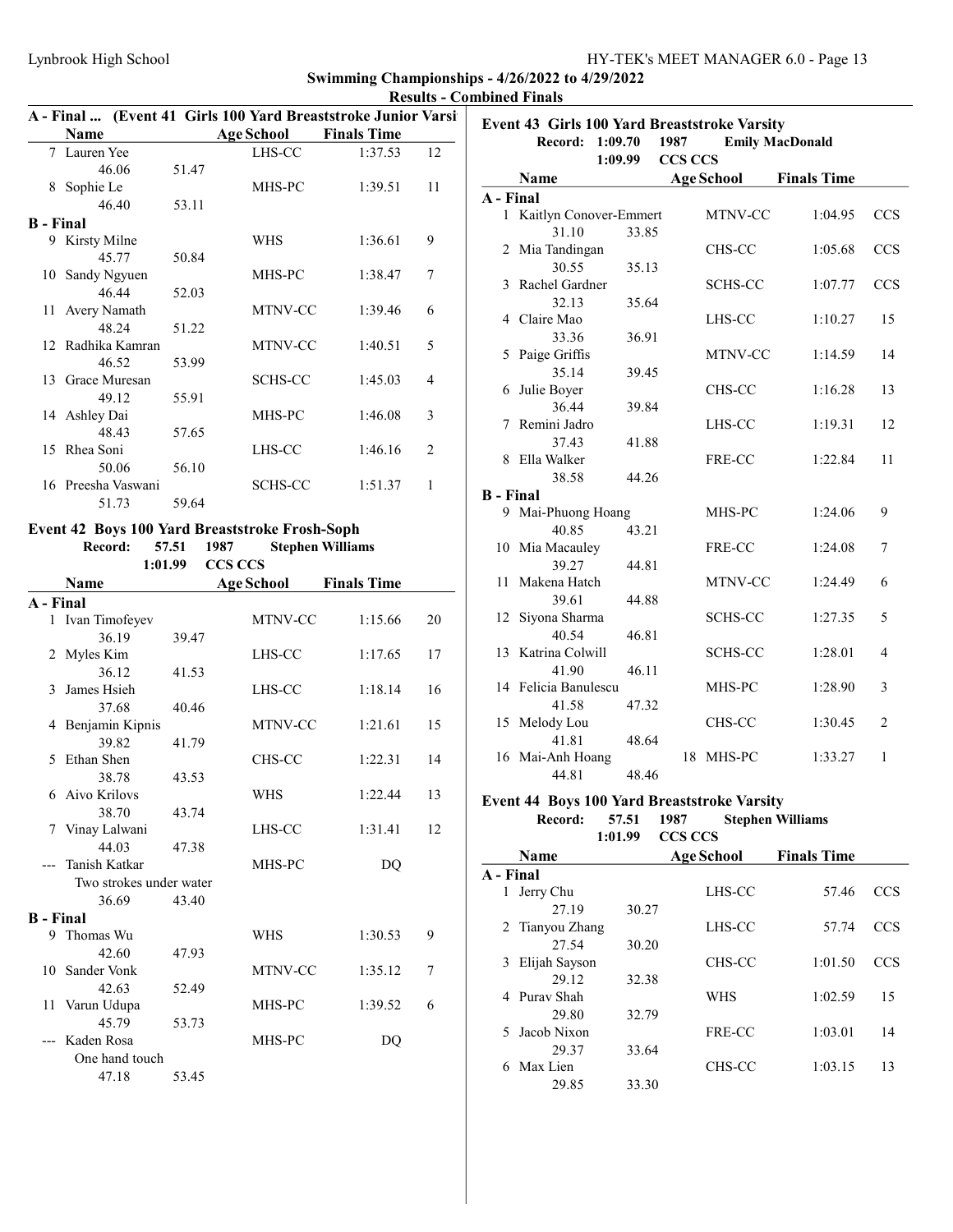**Swimming Championships - 4/26/2022 to 4/29/2022**

**Results - Combined Finals**

### A - Final ... (Event 41 Girls 100 Yard Breaststroke Junior Varsi

| | Name | Age | School | Finals Time | |
|---|---|---|---|---|---|
| 7 | Lauren Yee | | LHS-CC | 1:37.53 | 12 |
| | 46.06 51.47 | | | | |
| 8 | Sophie Le | | MHS-PC | 1:39.51 | 11 |
| | 46.40 53.11 | | | | |
| **B - Final** | | | | | |
| 9 | Kirsty Milne | | WHS | 1:36.61 | 9 |
| | 45.77 50.84 | | | | |
| 10 | Sandy Ngyuen | | MHS-PC | 1:38.47 | 7 |
| | 46.44 52.03 | | | | |
| 11 | Avery Namath | | MTNV-CC | 1:39.46 | 6 |
| | 48.24 51.22 | | | | |
| 12 | Radhika Kamran | | MTNV-CC | 1:40.51 | 5 |
| | 46.52 53.99 | | | | |
| 13 | Grace Muresan | | SCHS-CC | 1:45.03 | 4 |
| | 49.12 55.91 | | | | |
| 14 | Ashley Dai | | MHS-PC | 1:46.08 | 3 |
| | 48.43 57.65 | | | | |
| 15 | Rhea Soni | | LHS-CC | 1:46.16 | 2 |
| | 50.06 56.10 | | | | |
| 16 | Preesha Vaswani | | SCHS-CC | 1:51.37 | 1 |
| | 51.73 59.64 | | | | |

### Event 42 Boys 100 Yard Breaststroke Frosh-Soph

Record: 57.51 1987 Stephen Williams
1:01.99 CCS CCS

| | Name | Age | School | Finals Time | |
|---|---|---|---|---|---|
| **A - Final** | | | | | |
| 1 | Ivan Timofeyev | | MTNV-CC | 1:15.66 | 20 |
| | 36.19 39.47 | | | | |
| 2 | Myles Kim | | LHS-CC | 1:17.65 | 17 |
| | 36.12 41.53 | | | | |
| 3 | James Hsieh | | LHS-CC | 1:18.14 | 16 |
| | 37.68 40.46 | | | | |
| 4 | Benjamin Kipnis | | MTNV-CC | 1:21.61 | 15 |
| | 39.82 41.79 | | | | |
| 5 | Ethan Shen | | CHS-CC | 1:22.31 | 14 |
| | 38.78 43.53 | | | | |
| 6 | Aivo Krilovs | | WHS | 1:22.44 | 13 |
| | 38.70 43.74 | | | | |
| 7 | Vinay Lalwani | | LHS-CC | 1:31.41 | 12 |
| | 44.03 47.38 | | | | |
| --- | Tanish Katkar | | MHS-PC | DQ | |
| | Two strokes under water | | | | |
| | 36.69 43.40 | | | | |
| **B - Final** | | | | | |
| 9 | Thomas Wu | | WHS | 1:30.53 | 9 |
| | 42.60 47.93 | | | | |
| 10 | Sander Vonk | | MTNV-CC | 1:35.12 | 7 |
| | 42.63 52.49 | | | | |
| 11 | Varun Udupa | | MHS-PC | 1:39.52 | 6 |
| | 45.79 53.73 | | | | |
| --- | Kaden Rosa | | MHS-PC | DQ | |
| | One hand touch | | | | |
| | 47.18 53.45 | | | | |

### Event 43 Girls 100 Yard Breaststroke Varsity

Record: 1:09.70 1987 Emily MacDonald
1:09.99 CCS CCS

| | Name | Age | School | Finals Time | |
|---|---|---|---|---|---|
| **A - Final** | | | | | |
| 1 | Kaitlyn Conover-Emmert | | MTNV-CC | 1:04.95 | CCS |
| | 31.10 33.85 | | | | |
| 2 | Mia Tandingan | | CHS-CC | 1:05.68 | CCS |
| | 30.55 35.13 | | | | |
| 3 | Rachel Gardner | | SCHS-CC | 1:07.77 | CCS |
| | 32.13 35.64 | | | | |
| 4 | Claire Mao | | LHS-CC | 1:10.27 | 15 |
| | 33.36 36.91 | | | | |
| 5 | Paige Griffis | | MTNV-CC | 1:14.59 | 14 |
| | 35.14 39.45 | | | | |
| 6 | Julie Boyer | | CHS-CC | 1:16.28 | 13 |
| | 36.44 39.84 | | | | |
| 7 | Remini Jadro | | LHS-CC | 1:19.31 | 12 |
| | 37.43 41.88 | | | | |
| 8 | Ella Walker | | FRE-CC | 1:22.84 | 11 |
| | 38.58 44.26 | | | | |
| **B - Final** | | | | | |
| 9 | Mai-Phuong Hoang | | MHS-PC | 1:24.06 | 9 |
| | 40.85 43.21 | | | | |
| 10 | Mia Macauley | | FRE-CC | 1:24.08 | 7 |
| | 39.27 44.81 | | | | |
| 11 | Makena Hatch | | MTNV-CC | 1:24.49 | 6 |
| | 39.61 44.88 | | | | |
| 12 | Siyona Sharma | | SCHS-CC | 1:27.35 | 5 |
| | 40.54 46.81 | | | | |
| 13 | Katrina Colwill | | SCHS-CC | 1:28.01 | 4 |
| | 41.90 46.11 | | | | |
| 14 | Felicia Banulescu | | MHS-PC | 1:28.90 | 3 |
| | 41.58 47.32 | | | | |
| 15 | Melody Lou | | CHS-CC | 1:30.45 | 2 |
| | 41.81 48.64 | | | | |
| 16 | Mai-Anh Hoang | 18 | MHS-PC | 1:33.27 | 1 |
| | 44.81 48.46 | | | | |

### Event 44 Boys 100 Yard Breaststroke Varsity

Record: 57.51 1987 Stephen Williams
1:01.99 CCS CCS

| | Name | Age | School | Finals Time | |
|---|---|---|---|---|---|
| **A - Final** | | | | | |
| 1 | Jerry Chu | | LHS-CC | 57.46 | CCS |
| | 27.19 30.27 | | | | |
| 2 | Tianyou Zhang | | LHS-CC | 57.74 | CCS |
| | 27.54 30.20 | | | | |
| 3 | Elijah Sayson | | CHS-CC | 1:01.50 | CCS |
| | 29.12 32.38 | | | | |
| 4 | Purav Shah | | WHS | 1:02.59 | 15 |
| | 29.80 32.79 | | | | |
| 5 | Jacob Nixon | | FRE-CC | 1:03.01 | 14 |
| | 29.37 33.64 | | | | |
| 6 | Max Lien | | CHS-CC | 1:03.15 | 13 |
| | 29.85 33.30 | | | | |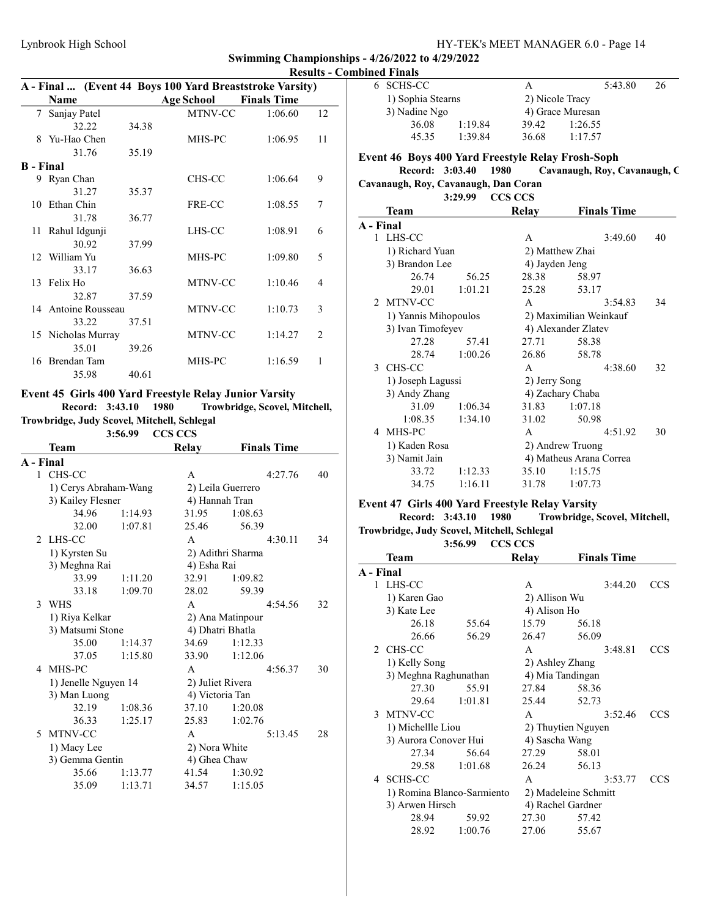Swimming Championships - 4/26/2022 to 4/29/2022

Results - Combined Finals

**A - Final ... (Event 44 Boys 100 Yard Breaststroke Varsity)**

| | Name | Age | School | Finals Time | |
|---|---|---|---|---|---|
| 7 | Sanjay Patel | | MTNV-CC | 1:06.60 | 12 |
| | 32.22 | 34.38 | | | |
| 8 | Yu-Hao Chen | | MHS-PC | 1:06.95 | 11 |
| | 31.76 | 35.19 | | | |

**B - Final**

| | Name | Age | School | Finals Time | |
|---|---|---|---|---|---|
| 9 | Ryan Chan | | CHS-CC | 1:06.64 | 9 |
| | 31.27 | 35.37 | | | |
| 10 | Ethan Chin | | FRE-CC | 1:08.55 | 7 |
| | 31.78 | 36.77 | | | |
| 11 | Rahul Idgunji | | LHS-CC | 1:08.91 | 6 |
| | 30.92 | 37.99 | | | |
| 12 | William Yu | | MHS-PC | 1:09.80 | 5 |
| | 33.17 | 36.63 | | | |
| 13 | Felix Ho | | MTNV-CC | 1:10.46 | 4 |
| | 32.87 | 37.59 | | | |
| 14 | Antoine Rousseau | | MTNV-CC | 1:10.73 | 3 |
| | 33.22 | 37.51 | | | |
| 15 | Nicholas Murray | | MTNV-CC | 1:14.27 | 2 |
| | 35.01 | 39.26 | | | |
| 16 | Brendan Tam | | MHS-PC | 1:16.59 | 1 |
| | 35.98 | 40.61 | | | |

## Event 45 Girls 400 Yard Freestyle Relay Junior Varsity

**Record: 3:43.10 1980 Trowbridge, Scovel, Mitchell, Trowbridge, Judy Scovel, Mitchell, Schlegal**

**3:56.99 CCS CCS**

**A - Final**

| | Team | | Relay | Finals Time | |
|---|---|---|---|---|---|
| 1 | CHS-CC | | A | 4:27.76 | 40 |
| | 1) Cerys Abraham-Wang | | 2) Leila Guerrero | | |
| | 3) Kailey Flesner | | 4) Hannah Tran | | |
| | 34.96 | 1:14.93 | 31.95 | 1:08.63 | |
| | 32.00 | 1:07.81 | 25.46 | 56.39 | |
| 2 | LHS-CC | | A | 4:30.11 | 34 |
| | 1) Kyrsten Su | | 2) Adithri Sharma | | |
| | 3) Meghna Rai | | 4) Esha Rai | | |
| | 33.99 | 1:11.20 | 32.91 | 1:09.82 | |
| | 33.18 | 1:09.70 | 28.02 | 59.39 | |
| 3 | WHS | | A | 4:54.56 | 32 |
| | 1) Riya Kelkar | | 2) Ana Matinpour | | |
| | 3) Matsumi Stone | | 4) Dhatri Bhatla | | |
| | 35.00 | 1:14.37 | 34.69 | 1:12.33 | |
| | 37.05 | 1:15.80 | 33.90 | 1:12.06 | |
| 4 | MHS-PC | | A | 4:56.37 | 30 |
| | 1) Jenelle Nguyen 14 | | 2) Juliet Rivera | | |
| | 3) Man Luong | | 4) Victoria Tan | | |
| | 32.19 | 1:08.36 | 37.10 | 1:20.08 | |
| | 36.33 | 1:25.17 | 25.83 | 1:02.76 | |
| 5 | MTNV-CC | | A | 5:13.45 | 28 |
| | 1) Macy Lee | | 2) Nora White | | |
| | 3) Gemma Gentin | | 4) Ghea Chaw | | |
| | 35.66 | 1:13.77 | 41.54 | 1:30.92 | |
| | 35.09 | 1:13.71 | 34.57 | 1:15.05 | |
| 6 | SCHS-CC | | A | 5:43.80 | 26 |
| | 1) Sophia Stearns | | 2) Nicole Tracy | | |
| | 3) Nadine Ngo | | 4) Grace Muresan | | |
| | 36.08 | 1:19.84 | 39.42 | 1:26.55 | |
| | 45.35 | 1:39.84 | 36.68 | 1:17.57 | |

## Event 46 Boys 400 Yard Freestyle Relay Frosh-Soph

**Record: 3:03.40 1980 Cavanaugh, Roy, Cavanaugh, C Cavanaugh, Roy, Cavanaugh, Dan Coran**

**3:29.99 CCS CCS**

**A - Final**

| | Team | | Relay | Finals Time | |
|---|---|---|---|---|---|
| 1 | LHS-CC | | A | 3:49.60 | 40 |
| | 1) Richard Yuan | | 2) Matthew Zhai | | |
| | 3) Brandon Lee | | 4) Jayden Jeng | | |
| | 26.74 | 56.25 | 28.38 | 58.97 | |
| | 29.01 | 1:01.21 | 25.28 | 53.17 | |
| 2 | MTNV-CC | | A | 3:54.83 | 34 |
| | 1) Yannis Mihopoulos | | 2) Maximilian Weinkauf | | |
| | 3) Ivan Timofeyev | | 4) Alexander Zlatev | | |
| | 27.28 | 57.41 | 27.71 | 58.38 | |
| | 28.74 | 1:00.26 | 26.86 | 58.78 | |
| 3 | CHS-CC | | A | 4:38.60 | 32 |
| | 1) Joseph Lagussi | | 2) Jerry Song | | |
| | 3) Andy Zhang | | 4) Zachary Chaba | | |
| | 31.09 | 1:06.34 | 31.83 | 1:07.18 | |
| | 1:08.35 | 1:34.10 | 31.02 | 50.98 | |
| 4 | MHS-PC | | A | 4:51.92 | 30 |
| | 1) Kaden Rosa | | 2) Andrew Truong | | |
| | 3) Namit Jain | | 4) Matheus Arana Correa | | |
| | 33.72 | 1:12.33 | 35.10 | 1:15.75 | |
| | 34.75 | 1:16.11 | 31.78 | 1:07.73 | |

## Event 47 Girls 400 Yard Freestyle Relay Varsity

**Record: 3:43.10 1980 Trowbridge, Scovel, Mitchell, Trowbridge, Judy Scovel, Mitchell, Schlegal**

**3:56.99 CCS CCS**

**A - Final**

| | Team | | Relay | Finals Time | |
|---|---|---|---|---|---|
| 1 | LHS-CC | | A | 3:44.20 | CCS |
| | 1) Karen Gao | | 2) Allison Wu | | |
| | 3) Kate Lee | | 4) Alison Ho | | |
| | 26.18 | 55.64 | 15.79 | 56.18 | |
| | 26.66 | 56.29 | 26.47 | 56.09 | |
| 2 | CHS-CC | | A | 3:48.81 | CCS |
| | 1) Kelly Song | | 2) Ashley Zhang | | |
| | 3) Meghna Raghunathan | | 4) Mia Tandingan | | |
| | 27.30 | 55.91 | 27.84 | 58.36 | |
| | 29.64 | 1:01.81 | 25.44 | 52.73 | |
| 3 | MTNV-CC | | A | 3:52.46 | CCS |
| | 1) Michellle Liou | | 2) Thuytien Nguyen | | |
| | 3) Aurora Conover Hui | | 4) Sascha Wang | | |
| | 27.34 | 56.64 | 27.29 | 58.01 | |
| | 29.58 | 1:01.68 | 26.24 | 56.13 | |
| 4 | SCHS-CC | | A | 3:53.77 | CCS |
| | 1) Romina Blanco-Sarmiento | | 2) Madeleine Schmitt | | |
| | 3) Arwen Hirsch | | 4) Rachel Gardner | | |
| | 28.94 | 59.92 | 27.30 | 57.42 | |
| | 28.92 | 1:00.76 | 27.06 | 55.67 | |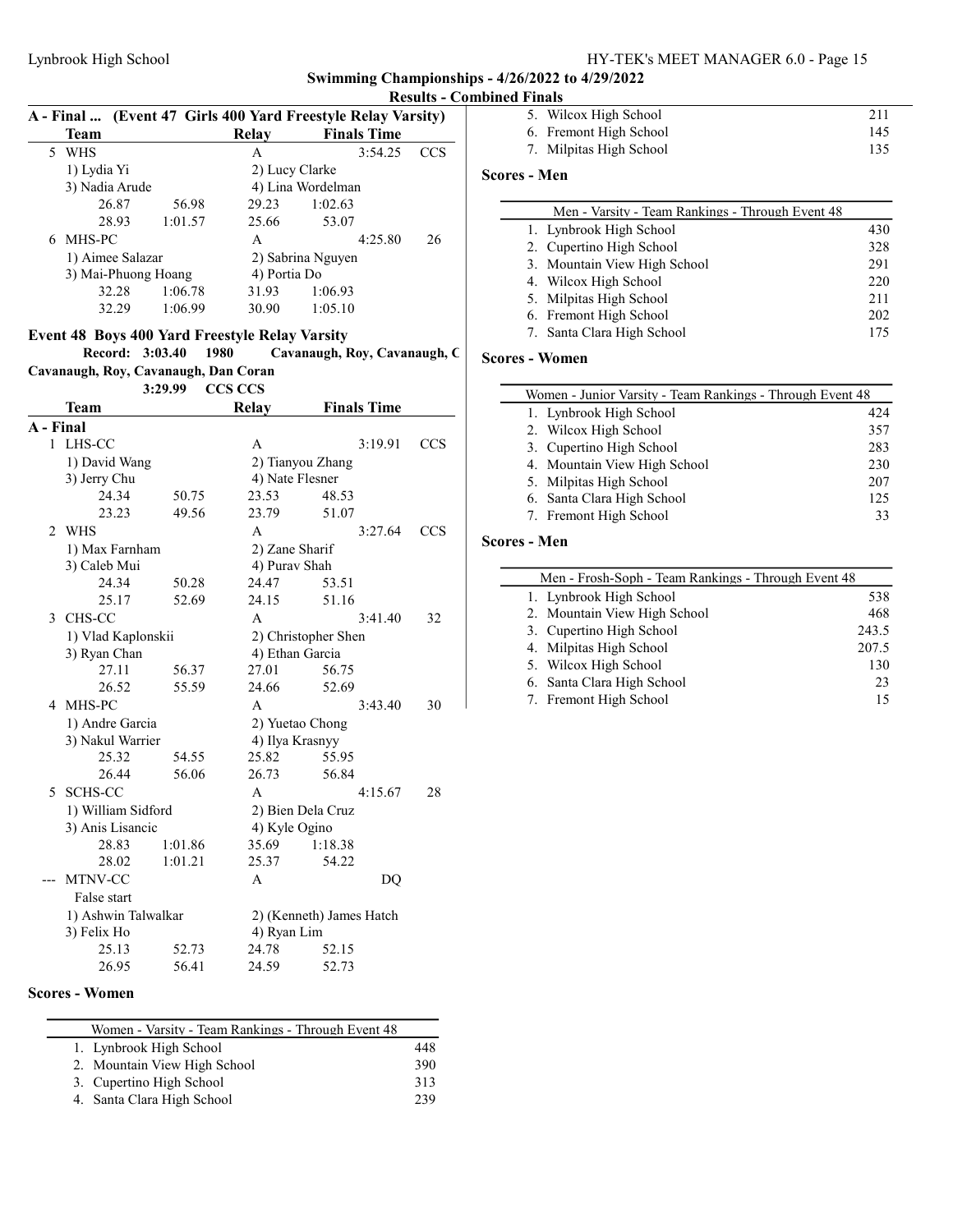## Swimming Championships - 4/26/2022 to 4/29/2022

### Results - Combined Finals

**A - Final ... (Event 47 Girls 400 Yard Freestyle Relay Varsity)**

| | Team | Relay | Finals Time | |
|---|---|---|---|---|
| 5 | WHS | A | 3:54.25 | CCS |
| | 1) Lydia Yi | 2) Lucy Clarke | | |
| | 3) Nadia Arude | 4) Lina Wordelman | | |
| | 26.87 56.98 | 29.23 1:02.63 | | |
| | 28.93 1:01.57 | 25.66 53.07 | | |
| 6 | MHS-PC | A | 4:25.80 | 26 |
| | 1) Aimee Salazar | 2) Sabrina Nguyen | | |
| | 3) Mai-Phuong Hoang | 4) Portia Do | | |
| | 32.28 1:06.78 | 31.93 1:06.93 | | |
| | 32.29 1:06.99 | 30.90 1:05.10 | | |

### Event 48 Boys 400 Yard Freestyle Relay Varsity

Record: 3:03.40 1980 Cavanaugh, Roy, Cavanaugh, Cavanaugh, Roy, Cavanaugh, Dan Coran

3:29.99 CCS CCS

| | Team | Relay | Finals Time | |
|---|---|---|---|---|
| **A - Final** | | | | |
| 1 | LHS-CC | A | 3:19.91 | CCS |
| | 1) David Wang | 2) Tianyou Zhang | | |
| | 3) Jerry Chu | 4) Nate Flesner | | |
| | 24.34 50.75 | 23.53 48.53 | | |
| | 23.23 49.56 | 23.79 51.07 | | |
| 2 | WHS | A | 3:27.64 | CCS |
| | 1) Max Farnham | 2) Zane Sharif | | |
| | 3) Caleb Mui | 4) Purav Shah | | |
| | 24.34 50.28 | 24.47 53.51 | | |
| | 25.17 52.69 | 24.15 51.16 | | |
| 3 | CHS-CC | A | 3:41.40 | 32 |
| | 1) Vlad Kaplonskii | 2) Christopher Shen | | |
| | 3) Ryan Chan | 4) Ethan Garcia | | |
| | 27.11 56.37 | 27.01 56.75 | | |
| | 26.52 55.59 | 24.66 52.69 | | |
| 4 | MHS-PC | A | 3:43.40 | 30 |
| | 1) Andre Garcia | 2) Yuetao Chong | | |
| | 3) Nakul Warrier | 4) Ilya Krasnyy | | |
| | 25.32 54.55 | 25.82 55.95 | | |
| | 26.44 56.06 | 26.73 56.84 | | |
| 5 | SCHS-CC | A | 4:15.67 | 28 |
| | 1) William Sidford | 2) Bien Dela Cruz | | |
| | 3) Anis Lisancic | 4) Kyle Ogino | | |
| | 28.83 1:01.86 | 35.69 1:18.38 | | |
| | 28.02 1:01.21 | 25.37 54.22 | | |
| --- | MTNV-CC | A | DQ | |
| | False start | | | |
| | 1) Ashwin Talwalkar | 2) (Kenneth) James Hatch | | |
| | 3) Felix Ho | 4) Ryan Lim | | |
| | 25.13 52.73 | 24.78 52.15 | | |
| | 26.95 56.41 | 24.59 52.73 | | |

### Scores - Women

**Women - Varsity - Team Rankings - Through Event 48**

| | | |
|---|---|---|
| 1. | Lynbrook High School | 448 |
| 2. | Mountain View High School | 390 |
| 3. | Cupertino High School | 313 |
| 4. | Santa Clara High School | 239 |
| 5. | Wilcox High School | 211 |
| 6. | Fremont High School | 145 |
| 7. | Milpitas High School | 135 |

### Scores - Men

**Men - Varsity - Team Rankings - Through Event 48**

| | | |
|---|---|---|
| 1. | Lynbrook High School | 430 |
| 2. | Cupertino High School | 328 |
| 3. | Mountain View High School | 291 |
| 4. | Wilcox High School | 220 |
| 5. | Milpitas High School | 211 |
| 6. | Fremont High School | 202 |
| 7. | Santa Clara High School | 175 |

### Scores - Women

**Women - Junior Varsity - Team Rankings - Through Event 48**

| | | |
|---|---|---|
| 1. | Lynbrook High School | 424 |
| 2. | Wilcox High School | 357 |
| 3. | Cupertino High School | 283 |
| 4. | Mountain View High School | 230 |
| 5. | Milpitas High School | 207 |
| 6. | Santa Clara High School | 125 |
| 7. | Fremont High School | 33 |

### Scores - Men

**Men - Frosh-Soph - Team Rankings - Through Event 48**

| | | |
|---|---|---|
| 1. | Lynbrook High School | 538 |
| 2. | Mountain View High School | 468 |
| 3. | Cupertino High School | 243.5 |
| 4. | Milpitas High School | 207.5 |
| 5. | Wilcox High School | 130 |
| 6. | Santa Clara High School | 23 |
| 7. | Fremont High School | 15 |